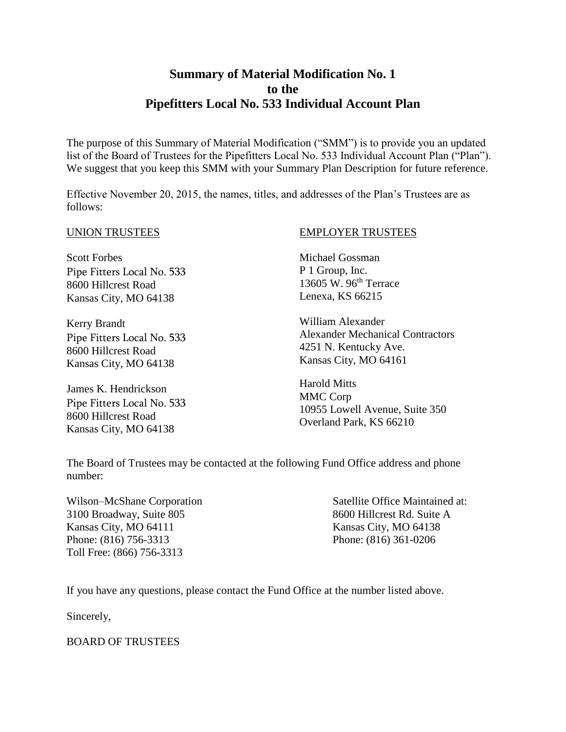# Summary of Material Modification No. 1 to the Pipefitters Local No. 533 Individual Account Plan

The purpose of this Summary of Material Modification ("SMM") is to provide you an updated list of the Board of Trustees for the Pipefitters Local No. 533 Individual Account Plan ("Plan"). We suggest that you keep this SMM with your Summary Plan Description for future reference.

Effective November 20, 2015, the names, titles, and addresses of the Plan's Trustees are as follows:

UNION TRUSTEES

Scott Forbes
Pipe Fitters Local No. 533
8600 Hillcrest Road
Kansas City, MO 64138

Kerry Brandt
Pipe Fitters Local No. 533
8600 Hillcrest Road
Kansas City, MO 64138

James K. Hendrickson
Pipe Fitters Local No. 533
8600 Hillcrest Road
Kansas City, MO 64138

EMPLOYER TRUSTEES

Michael Gossman
P 1 Group, Inc.
13605 W. 96th Terrace
Lenexa, KS 66215

William Alexander
Alexander Mechanical Contractors
4251 N. Kentucky Ave.
Kansas City, MO 64161

Harold Mitts
MMC Corp
10955 Lowell Avenue, Suite 350
Overland Park, KS 66210

The Board of Trustees may be contacted at the following Fund Office address and phone number:

Wilson–McShane Corporation
3100 Broadway, Suite 805
Kansas City, MO 64111
Phone: (816) 756-3313
Toll Free: (866) 756-3313

Satellite Office Maintained at:
8600 Hillcrest Rd. Suite A
Kansas City, MO 64138
Phone: (816) 361-0206

If you have any questions, please contact the Fund Office at the number listed above.

Sincerely,

BOARD OF TRUSTEES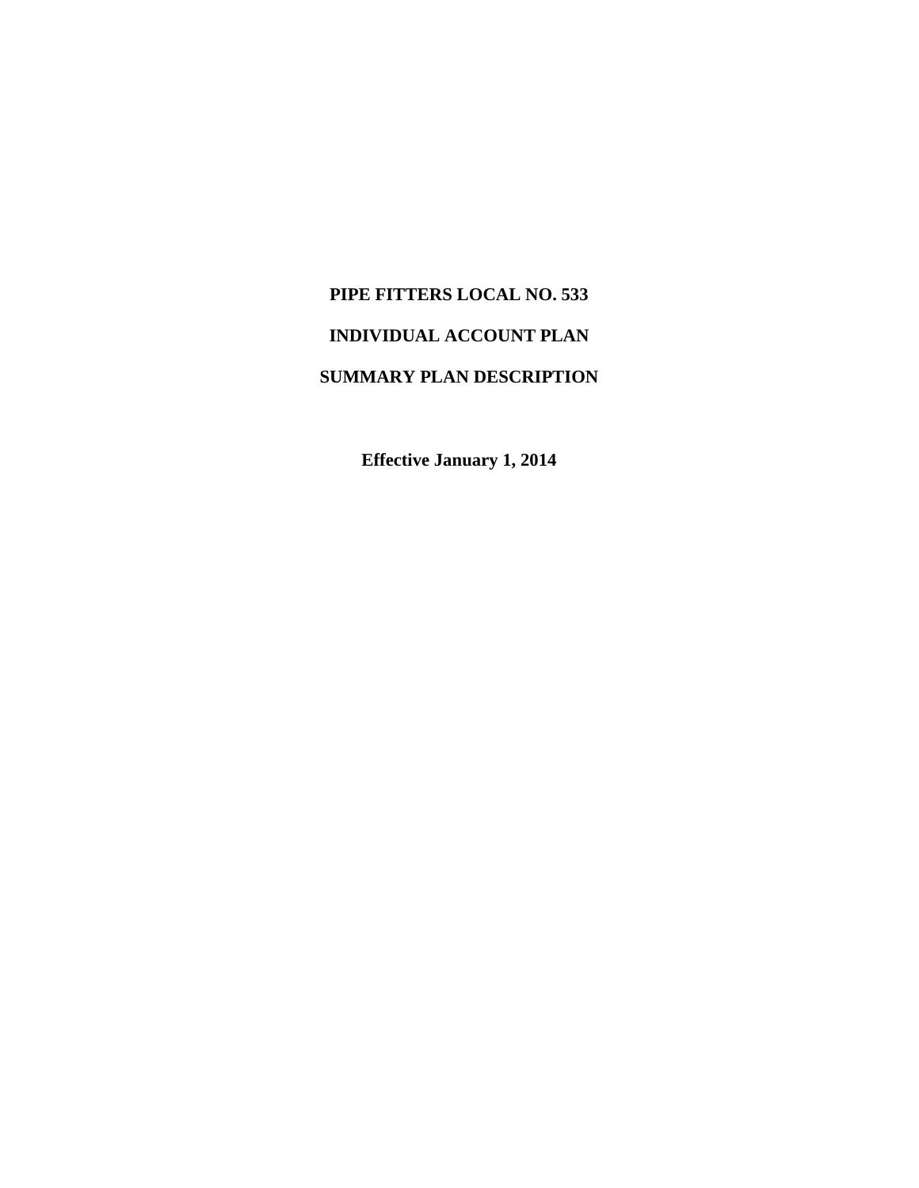# PIPE FITTERS LOCAL NO. 533

# INDIVIDUAL ACCOUNT PLAN

# SUMMARY PLAN DESCRIPTION

**Effective January 1, 2014**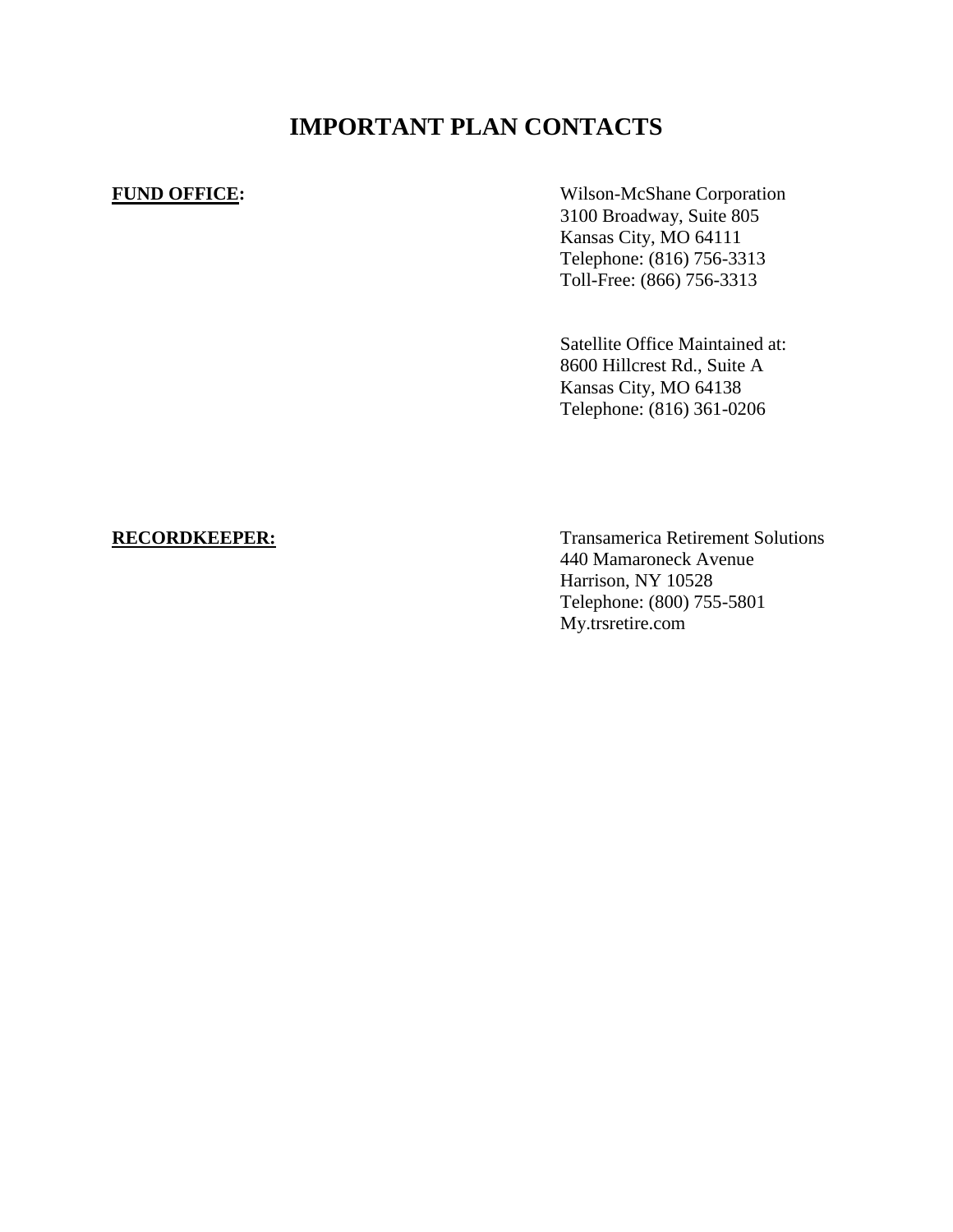# IMPORTANT PLAN CONTACTS

**FUND OFFICE:**

Wilson-McShane Corporation
3100 Broadway, Suite 805
Kansas City, MO 64111
Telephone: (816) 756-3313
Toll-Free: (866) 756-3313

Satellite Office Maintained at:
8600 Hillcrest Rd., Suite A
Kansas City, MO 64138
Telephone: (816) 361-0206

**RECORDKEEPER:**

Transamerica Retirement Solutions
440 Mamaroneck Avenue
Harrison, NY 10528
Telephone: (800) 755-5801
My.trsretire.com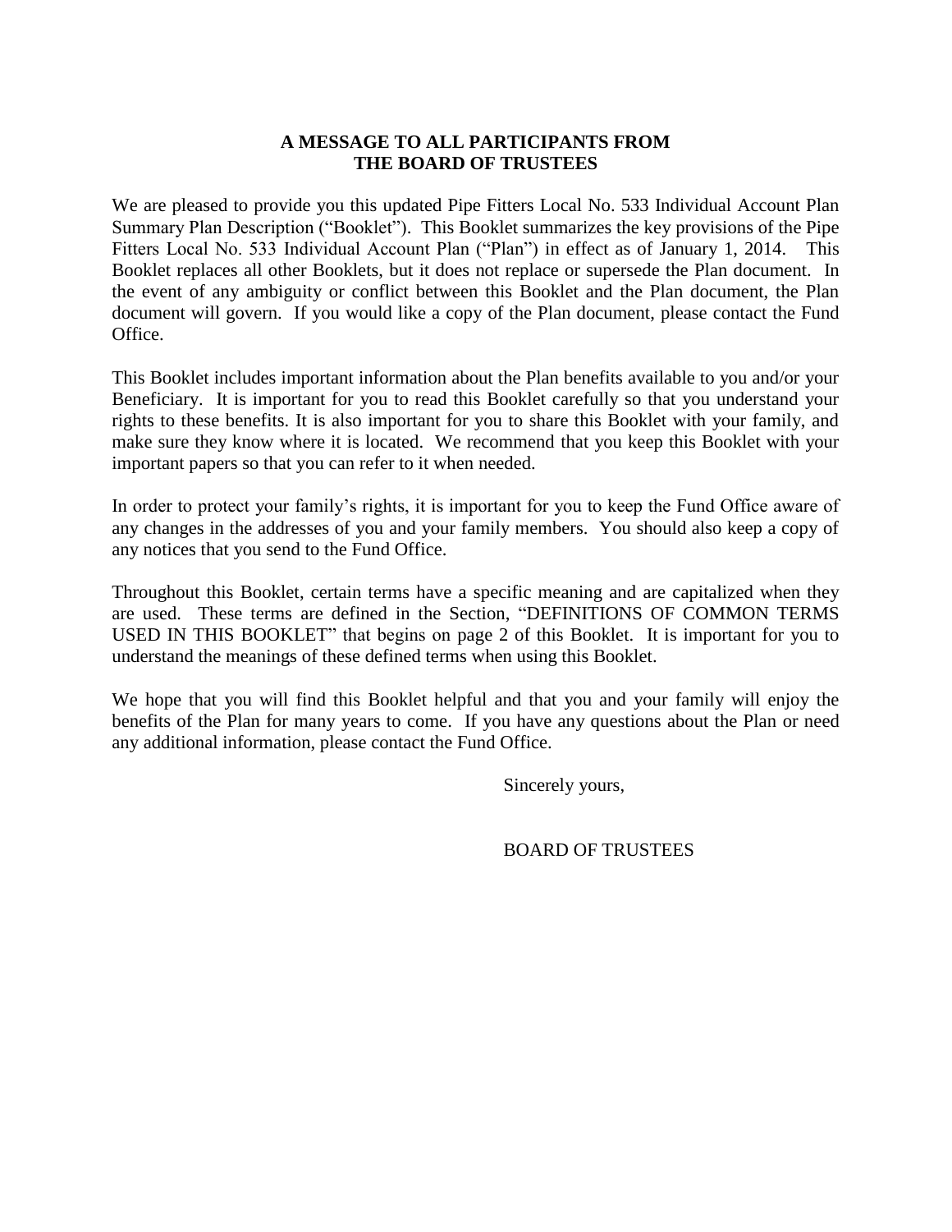## A MESSAGE TO ALL PARTICIPANTS FROM THE BOARD OF TRUSTEES

We are pleased to provide you this updated Pipe Fitters Local No. 533 Individual Account Plan Summary Plan Description ("Booklet"). This Booklet summarizes the key provisions of the Pipe Fitters Local No. 533 Individual Account Plan ("Plan") in effect as of January 1, 2014. This Booklet replaces all other Booklets, but it does not replace or supersede the Plan document. In the event of any ambiguity or conflict between this Booklet and the Plan document, the Plan document will govern. If you would like a copy of the Plan document, please contact the Fund Office.

This Booklet includes important information about the Plan benefits available to you and/or your Beneficiary. It is important for you to read this Booklet carefully so that you understand your rights to these benefits. It is also important for you to share this Booklet with your family, and make sure they know where it is located. We recommend that you keep this Booklet with your important papers so that you can refer to it when needed.

In order to protect your family's rights, it is important for you to keep the Fund Office aware of any changes in the addresses of you and your family members. You should also keep a copy of any notices that you send to the Fund Office.

Throughout this Booklet, certain terms have a specific meaning and are capitalized when they are used. These terms are defined in the Section, "DEFINITIONS OF COMMON TERMS USED IN THIS BOOKLET" that begins on page 2 of this Booklet. It is important for you to understand the meanings of these defined terms when using this Booklet.

We hope that you will find this Booklet helpful and that you and your family will enjoy the benefits of the Plan for many years to come. If you have any questions about the Plan or need any additional information, please contact the Fund Office.

Sincerely yours,

BOARD OF TRUSTEES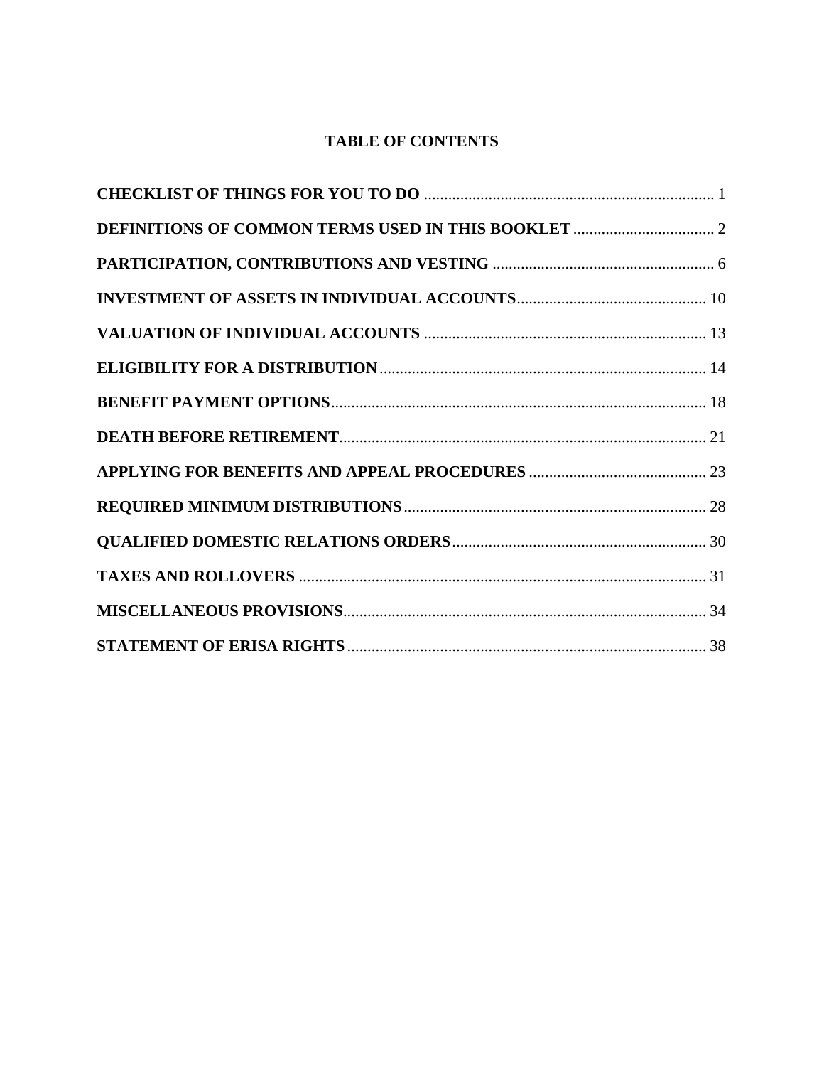# TABLE OF CONTENTS

**CHECKLIST OF THINGS FOR YOU TO DO** ........................................................................ 1

**DEFINITIONS OF COMMON TERMS USED IN THIS BOOKLET** .................................. 2

**PARTICIPATION, CONTRIBUTIONS AND VESTING** ....................................................... 6

**INVESTMENT OF ASSETS IN INDIVIDUAL ACCOUNTS**............................................... 10

**VALUATION OF INDIVIDUAL ACCOUNTS** ...................................................................... 13

**ELIGIBILITY FOR A DISTRIBUTION**................................................................................. 14

**BENEFIT PAYMENT OPTIONS**............................................................................................. 18

**DEATH BEFORE RETIREMENT**........................................................................................... 21

**APPLYING FOR BENEFITS AND APPEAL PROCEDURES** ............................................ 23

**REQUIRED MINIMUM DISTRIBUTIONS**........................................................................... 28

**QUALIFIED DOMESTIC RELATIONS ORDERS**............................................................... 30

**TAXES AND ROLLOVERS** ..................................................................................................... 31

**MISCELLANEOUS PROVISIONS**.......................................................................................... 34

**STATEMENT OF ERISA RIGHTS**......................................................................................... 38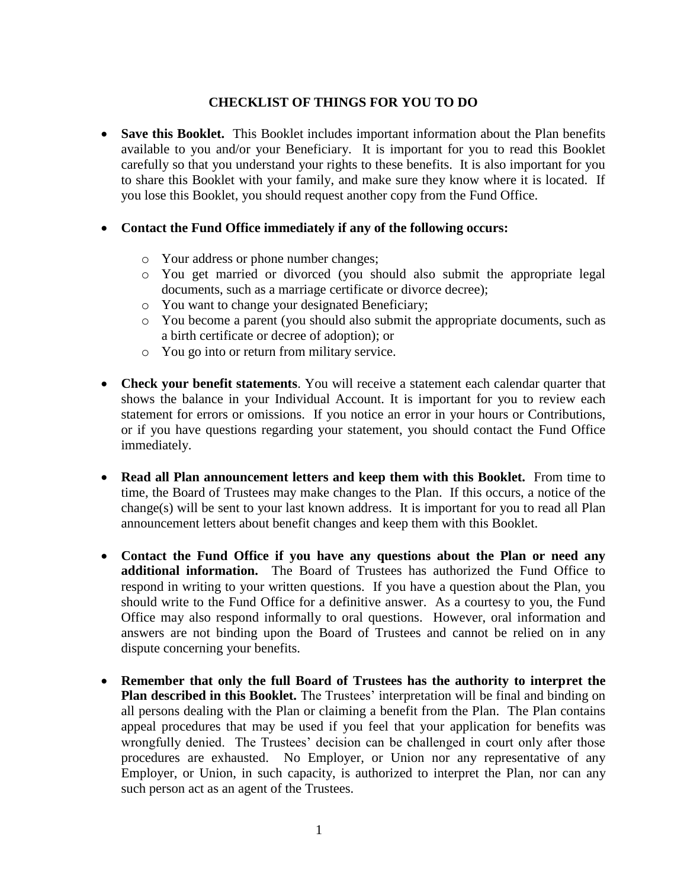## CHECKLIST OF THINGS FOR YOU TO DO

- **Save this Booklet.** This Booklet includes important information about the Plan benefits available to you and/or your Beneficiary. It is important for you to read this Booklet carefully so that you understand your rights to these benefits. It is also important for you to share this Booklet with your family, and make sure they know where it is located. If you lose this Booklet, you should request another copy from the Fund Office.

- **Contact the Fund Office immediately if any of the following occurs:**
  - Your address or phone number changes;
  - You get married or divorced (you should also submit the appropriate legal documents, such as a marriage certificate or divorce decree);
  - You want to change your designated Beneficiary;
  - You become a parent (you should also submit the appropriate documents, such as a birth certificate or decree of adoption); or
  - You go into or return from military service.

- **Check your benefit statements**. You will receive a statement each calendar quarter that shows the balance in your Individual Account. It is important for you to review each statement for errors or omissions. If you notice an error in your hours or Contributions, or if you have questions regarding your statement, you should contact the Fund Office immediately.

- **Read all Plan announcement letters and keep them with this Booklet.** From time to time, the Board of Trustees may make changes to the Plan. If this occurs, a notice of the change(s) will be sent to your last known address. It is important for you to read all Plan announcement letters about benefit changes and keep them with this Booklet.

- **Contact the Fund Office if you have any questions about the Plan or need any additional information.** The Board of Trustees has authorized the Fund Office to respond in writing to your written questions. If you have a question about the Plan, you should write to the Fund Office for a definitive answer. As a courtesy to you, the Fund Office may also respond informally to oral questions. However, oral information and answers are not binding upon the Board of Trustees and cannot be relied on in any dispute concerning your benefits.

- **Remember that only the full Board of Trustees has the authority to interpret the Plan described in this Booklet.** The Trustees' interpretation will be final and binding on all persons dealing with the Plan or claiming a benefit from the Plan. The Plan contains appeal procedures that may be used if you feel that your application for benefits was wrongfully denied. The Trustees' decision can be challenged in court only after those procedures are exhausted. No Employer, or Union nor any representative of any Employer, or Union, in such capacity, is authorized to interpret the Plan, nor can any such person act as an agent of the Trustees.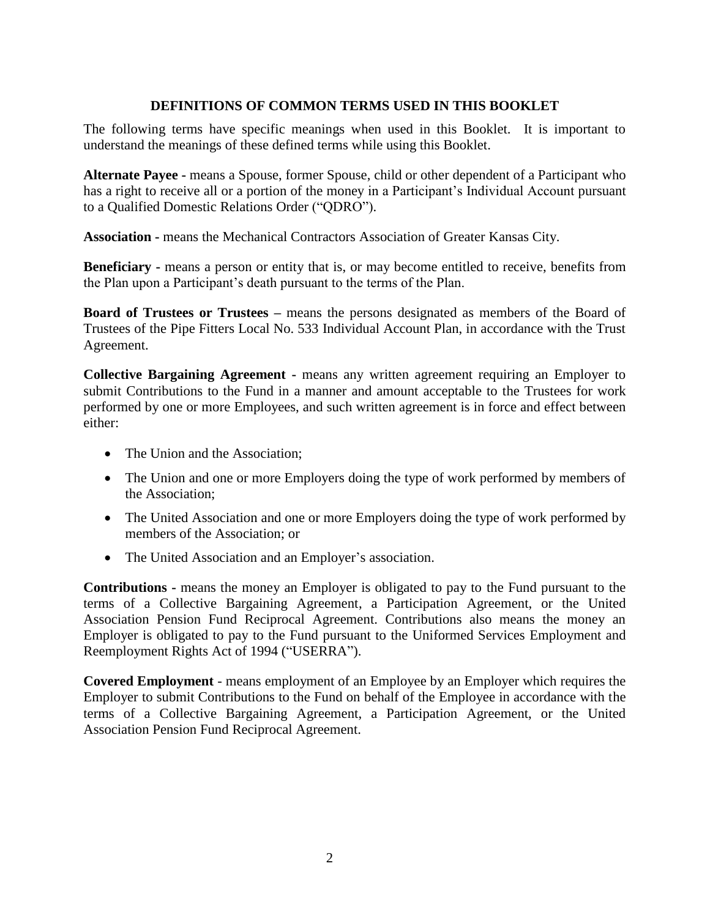## DEFINITIONS OF COMMON TERMS USED IN THIS BOOKLET

The following terms have specific meanings when used in this Booklet. It is important to understand the meanings of these defined terms while using this Booklet.

**Alternate Payee -** means a Spouse, former Spouse, child or other dependent of a Participant who has a right to receive all or a portion of the money in a Participant's Individual Account pursuant to a Qualified Domestic Relations Order ("QDRO").

**Association -** means the Mechanical Contractors Association of Greater Kansas City.

**Beneficiary -** means a person or entity that is, or may become entitled to receive, benefits from the Plan upon a Participant's death pursuant to the terms of the Plan.

**Board of Trustees or Trustees –** means the persons designated as members of the Board of Trustees of the Pipe Fitters Local No. 533 Individual Account Plan, in accordance with the Trust Agreement.

**Collective Bargaining Agreement -** means any written agreement requiring an Employer to submit Contributions to the Fund in a manner and amount acceptable to the Trustees for work performed by one or more Employees, and such written agreement is in force and effect between either:

- The Union and the Association;
- The Union and one or more Employers doing the type of work performed by members of the Association;
- The United Association and one or more Employers doing the type of work performed by members of the Association; or
- The United Association and an Employer's association.

**Contributions -** means the money an Employer is obligated to pay to the Fund pursuant to the terms of a Collective Bargaining Agreement, a Participation Agreement, or the United Association Pension Fund Reciprocal Agreement. Contributions also means the money an Employer is obligated to pay to the Fund pursuant to the Uniformed Services Employment and Reemployment Rights Act of 1994 ("USERRA").

**Covered Employment** - means employment of an Employee by an Employer which requires the Employer to submit Contributions to the Fund on behalf of the Employee in accordance with the terms of a Collective Bargaining Agreement, a Participation Agreement, or the United Association Pension Fund Reciprocal Agreement.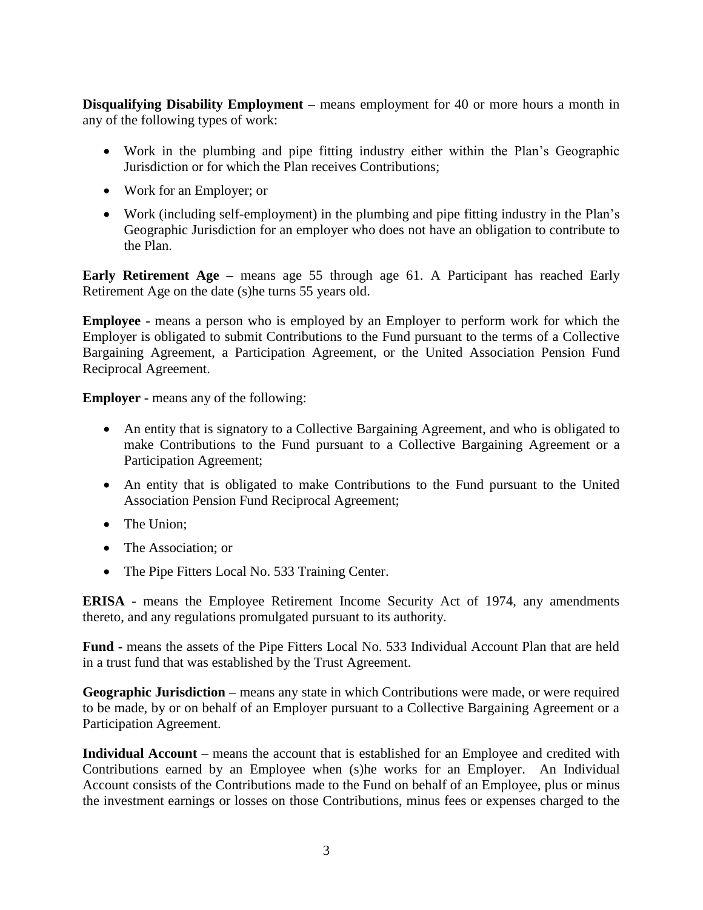**Disqualifying Disability Employment –** means employment for 40 or more hours a month in any of the following types of work:

- Work in the plumbing and pipe fitting industry either within the Plan's Geographic Jurisdiction or for which the Plan receives Contributions;
- Work for an Employer; or
- Work (including self-employment) in the plumbing and pipe fitting industry in the Plan's Geographic Jurisdiction for an employer who does not have an obligation to contribute to the Plan.

**Early Retirement Age –** means age 55 through age 61. A Participant has reached Early Retirement Age on the date (s)he turns 55 years old.

**Employee -** means a person who is employed by an Employer to perform work for which the Employer is obligated to submit Contributions to the Fund pursuant to the terms of a Collective Bargaining Agreement, a Participation Agreement, or the United Association Pension Fund Reciprocal Agreement.

**Employer -** means any of the following:

- An entity that is signatory to a Collective Bargaining Agreement, and who is obligated to make Contributions to the Fund pursuant to a Collective Bargaining Agreement or a Participation Agreement;
- An entity that is obligated to make Contributions to the Fund pursuant to the United Association Pension Fund Reciprocal Agreement;
- The Union;
- The Association; or
- The Pipe Fitters Local No. 533 Training Center.

**ERISA -** means the Employee Retirement Income Security Act of 1974, any amendments thereto, and any regulations promulgated pursuant to its authority.

**Fund -** means the assets of the Pipe Fitters Local No. 533 Individual Account Plan that are held in a trust fund that was established by the Trust Agreement.

**Geographic Jurisdiction –** means any state in which Contributions were made, or were required to be made, by or on behalf of an Employer pursuant to a Collective Bargaining Agreement or a Participation Agreement.

**Individual Account** – means the account that is established for an Employee and credited with Contributions earned by an Employee when (s)he works for an Employer. An Individual Account consists of the Contributions made to the Fund on behalf of an Employee, plus or minus the investment earnings or losses on those Contributions, minus fees or expenses charged to the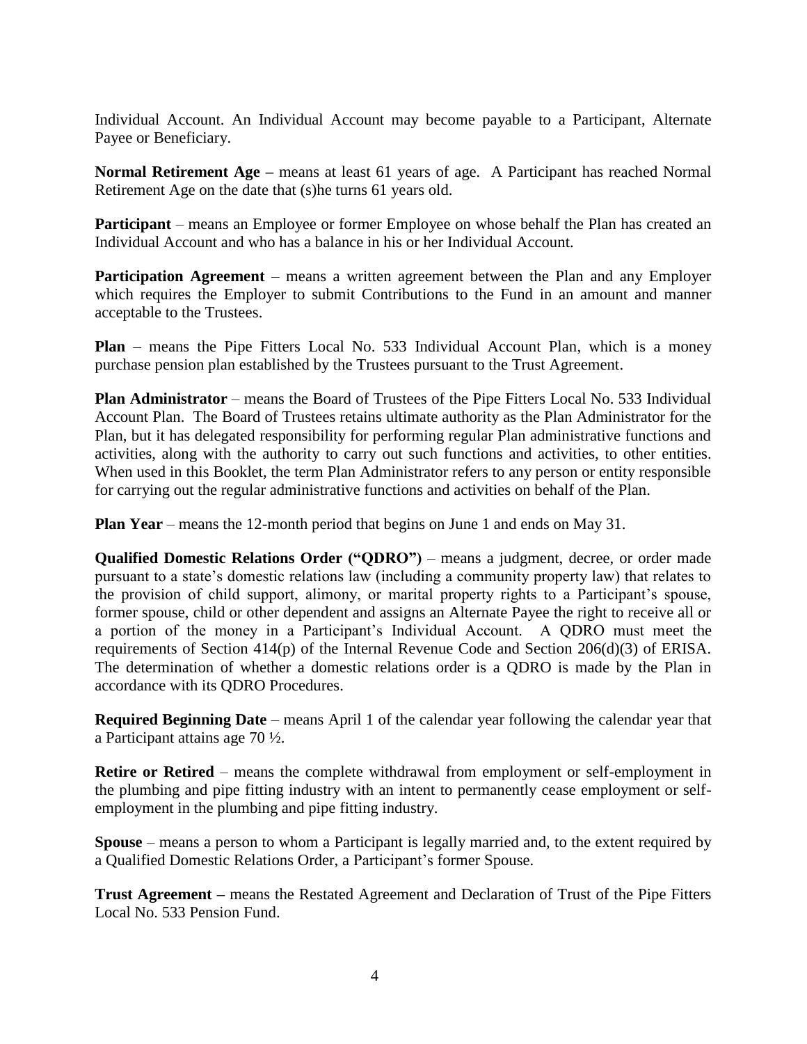Individual Account. An Individual Account may become payable to a Participant, Alternate Payee or Beneficiary.

**Normal Retirement Age –** means at least 61 years of age. A Participant has reached Normal Retirement Age on the date that (s)he turns 61 years old.

**Participant** – means an Employee or former Employee on whose behalf the Plan has created an Individual Account and who has a balance in his or her Individual Account.

**Participation Agreement** – means a written agreement between the Plan and any Employer which requires the Employer to submit Contributions to the Fund in an amount and manner acceptable to the Trustees.

**Plan** – means the Pipe Fitters Local No. 533 Individual Account Plan, which is a money purchase pension plan established by the Trustees pursuant to the Trust Agreement.

**Plan Administrator** – means the Board of Trustees of the Pipe Fitters Local No. 533 Individual Account Plan. The Board of Trustees retains ultimate authority as the Plan Administrator for the Plan, but it has delegated responsibility for performing regular Plan administrative functions and activities, along with the authority to carry out such functions and activities, to other entities. When used in this Booklet, the term Plan Administrator refers to any person or entity responsible for carrying out the regular administrative functions and activities on behalf of the Plan.

**Plan Year** – means the 12-month period that begins on June 1 and ends on May 31.

**Qualified Domestic Relations Order ("QDRO")** – means a judgment, decree, or order made pursuant to a state's domestic relations law (including a community property law) that relates to the provision of child support, alimony, or marital property rights to a Participant's spouse, former spouse, child or other dependent and assigns an Alternate Payee the right to receive all or a portion of the money in a Participant's Individual Account. A QDRO must meet the requirements of Section 414(p) of the Internal Revenue Code and Section 206(d)(3) of ERISA. The determination of whether a domestic relations order is a QDRO is made by the Plan in accordance with its QDRO Procedures.

**Required Beginning Date** – means April 1 of the calendar year following the calendar year that a Participant attains age 70 ½.

**Retire or Retired** – means the complete withdrawal from employment or self-employment in the plumbing and pipe fitting industry with an intent to permanently cease employment or self-employment in the plumbing and pipe fitting industry.

**Spouse** – means a person to whom a Participant is legally married and, to the extent required by a Qualified Domestic Relations Order, a Participant's former Spouse.

**Trust Agreement –** means the Restated Agreement and Declaration of Trust of the Pipe Fitters Local No. 533 Pension Fund.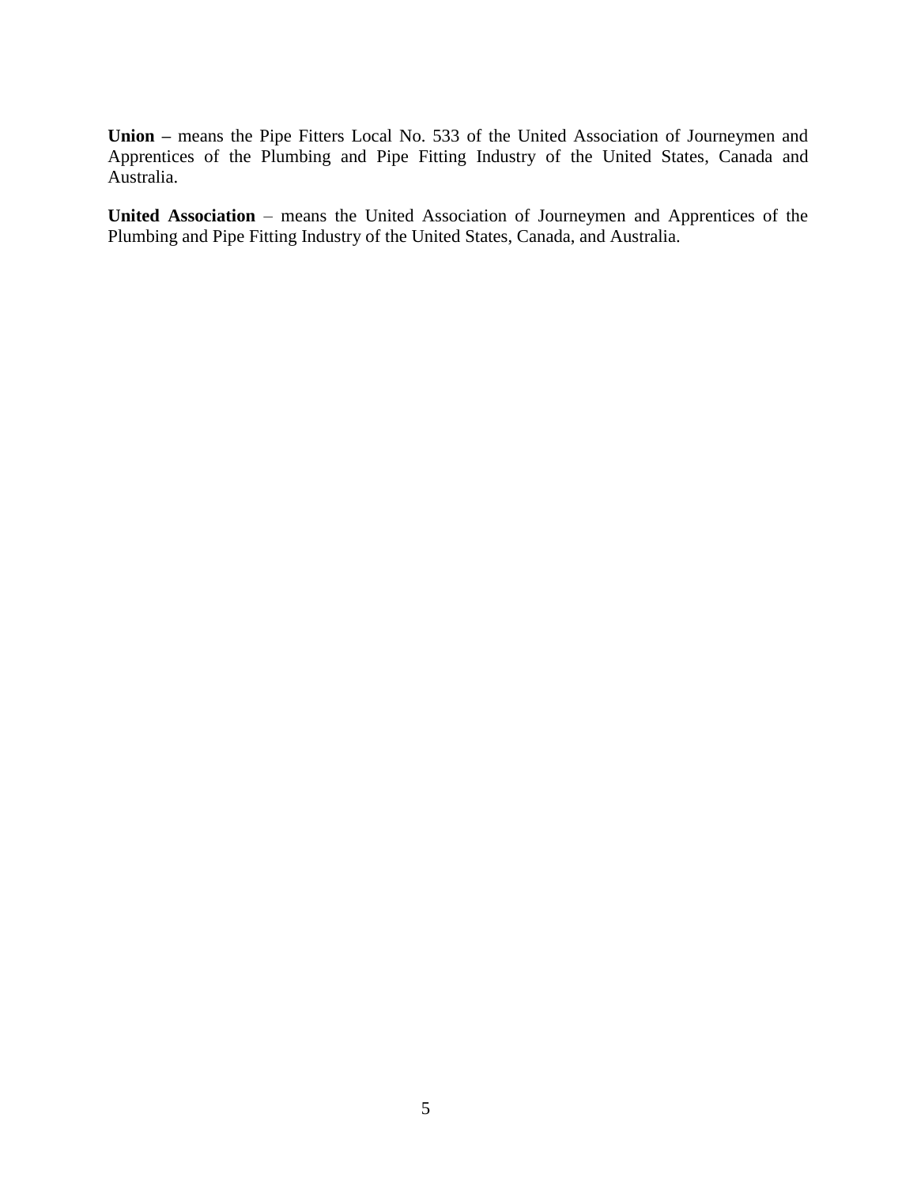**Union –** means the Pipe Fitters Local No. 533 of the United Association of Journeymen and Apprentices of the Plumbing and Pipe Fitting Industry of the United States, Canada and Australia.

**United Association** – means the United Association of Journeymen and Apprentices of the Plumbing and Pipe Fitting Industry of the United States, Canada, and Australia.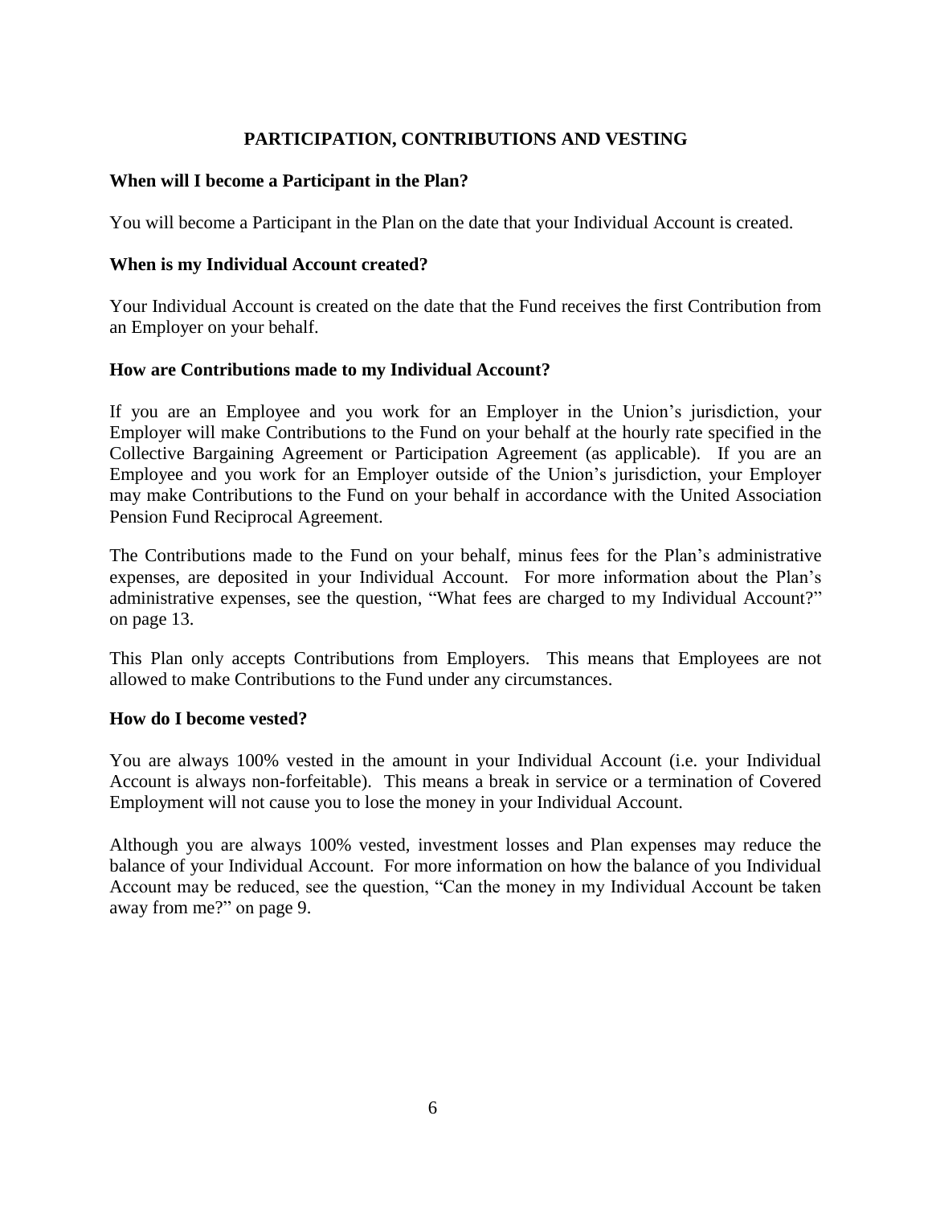## PARTICIPATION, CONTRIBUTIONS AND VESTING

### When will I become a Participant in the Plan?

You will become a Participant in the Plan on the date that your Individual Account is created.

### When is my Individual Account created?

Your Individual Account is created on the date that the Fund receives the first Contribution from an Employer on your behalf.

### How are Contributions made to my Individual Account?

If you are an Employee and you work for an Employer in the Union's jurisdiction, your Employer will make Contributions to the Fund on your behalf at the hourly rate specified in the Collective Bargaining Agreement or Participation Agreement (as applicable). If you are an Employee and you work for an Employer outside of the Union's jurisdiction, your Employer may make Contributions to the Fund on your behalf in accordance with the United Association Pension Fund Reciprocal Agreement.

The Contributions made to the Fund on your behalf, minus fees for the Plan's administrative expenses, are deposited in your Individual Account. For more information about the Plan's administrative expenses, see the question, "What fees are charged to my Individual Account?" on page 13.

This Plan only accepts Contributions from Employers. This means that Employees are not allowed to make Contributions to the Fund under any circumstances.

### How do I become vested?

You are always 100% vested in the amount in your Individual Account (i.e. your Individual Account is always non-forfeitable). This means a break in service or a termination of Covered Employment will not cause you to lose the money in your Individual Account.

Although you are always 100% vested, investment losses and Plan expenses may reduce the balance of your Individual Account. For more information on how the balance of you Individual Account may be reduced, see the question, "Can the money in my Individual Account be taken away from me?" on page 9.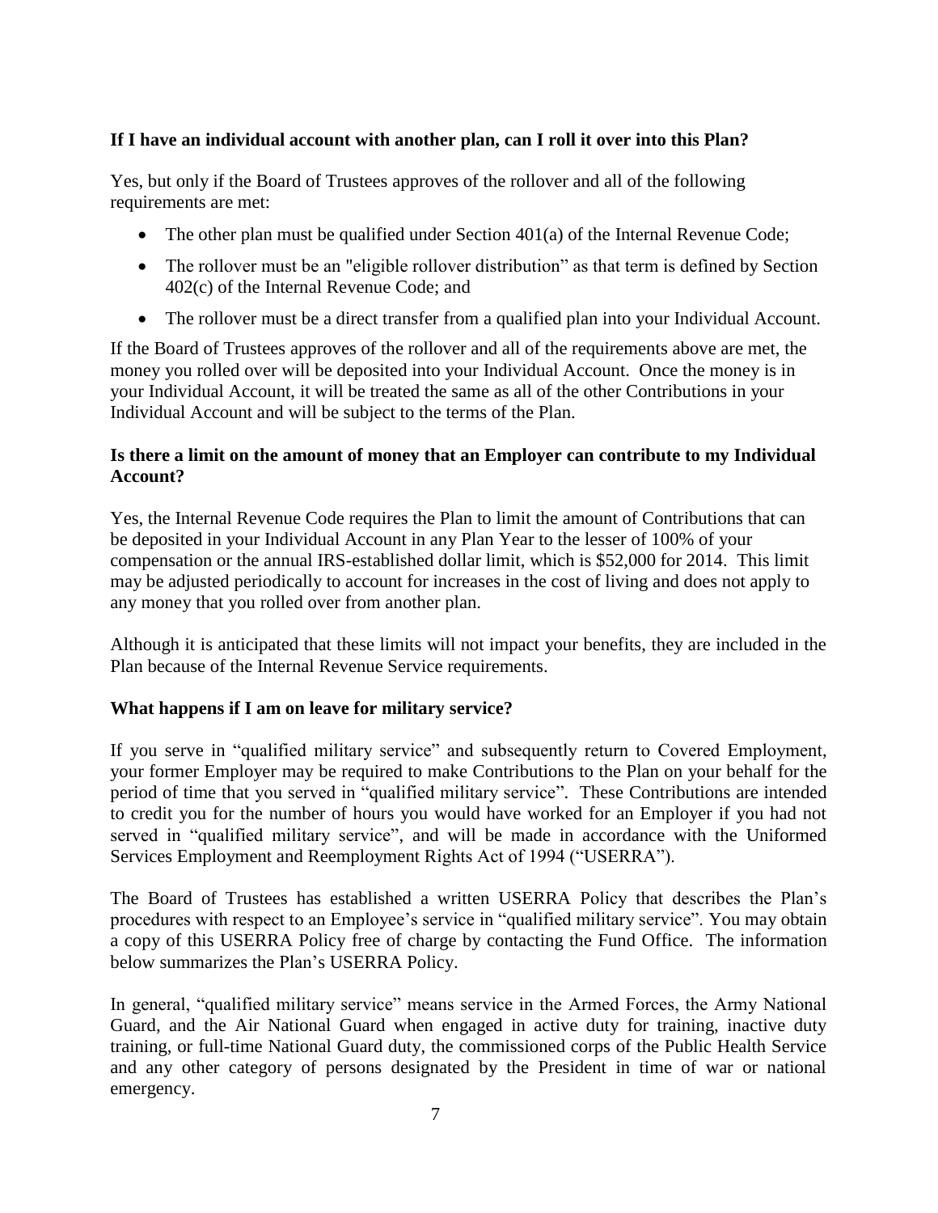**If I have an individual account with another plan, can I roll it over into this Plan?**

Yes, but only if the Board of Trustees approves of the rollover and all of the following requirements are met:

- The other plan must be qualified under Section 401(a) of the Internal Revenue Code;
- The rollover must be an "eligible rollover distribution" as that term is defined by Section 402(c) of the Internal Revenue Code; and
- The rollover must be a direct transfer from a qualified plan into your Individual Account.

If the Board of Trustees approves of the rollover and all of the requirements above are met, the money you rolled over will be deposited into your Individual Account. Once the money is in your Individual Account, it will be treated the same as all of the other Contributions in your Individual Account and will be subject to the terms of the Plan.

**Is there a limit on the amount of money that an Employer can contribute to my Individual Account?**

Yes, the Internal Revenue Code requires the Plan to limit the amount of Contributions that can be deposited in your Individual Account in any Plan Year to the lesser of 100% of your compensation or the annual IRS-established dollar limit, which is $52,000 for 2014. This limit may be adjusted periodically to account for increases in the cost of living and does not apply to any money that you rolled over from another plan.

Although it is anticipated that these limits will not impact your benefits, they are included in the Plan because of the Internal Revenue Service requirements.

**What happens if I am on leave for military service?**

If you serve in "qualified military service" and subsequently return to Covered Employment, your former Employer may be required to make Contributions to the Plan on your behalf for the period of time that you served in "qualified military service". These Contributions are intended to credit you for the number of hours you would have worked for an Employer if you had not served in "qualified military service", and will be made in accordance with the Uniformed Services Employment and Reemployment Rights Act of 1994 ("USERRA").

The Board of Trustees has established a written USERRA Policy that describes the Plan's procedures with respect to an Employee's service in "qualified military service". You may obtain a copy of this USERRA Policy free of charge by contacting the Fund Office. The information below summarizes the Plan's USERRA Policy.

In general, "qualified military service" means service in the Armed Forces, the Army National Guard, and the Air National Guard when engaged in active duty for training, inactive duty training, or full-time National Guard duty, the commissioned corps of the Public Health Service and any other category of persons designated by the President in time of war or national emergency.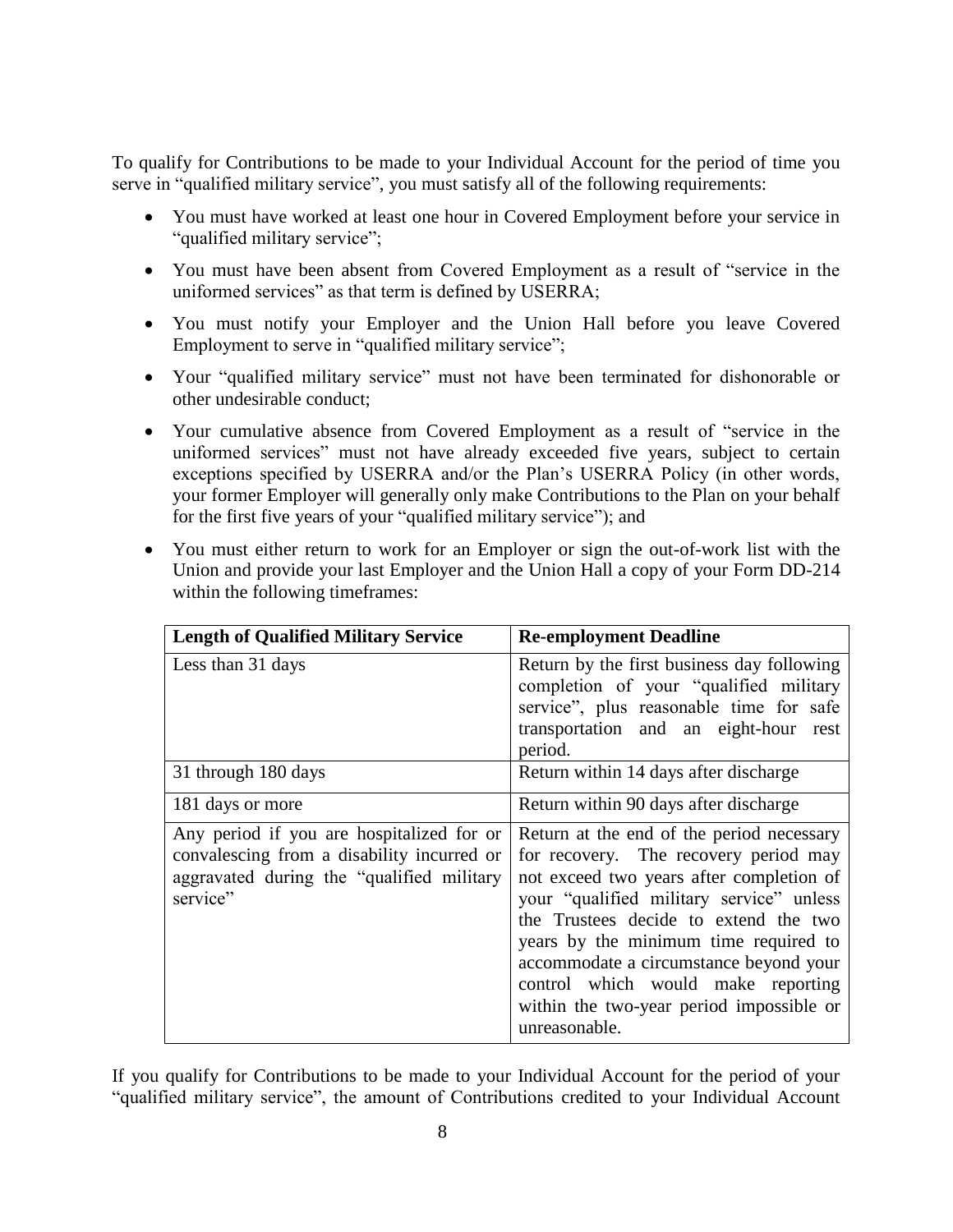To qualify for Contributions to be made to your Individual Account for the period of time you serve in "qualified military service", you must satisfy all of the following requirements:

- You must have worked at least one hour in Covered Employment before your service in "qualified military service";
- You must have been absent from Covered Employment as a result of "service in the uniformed services" as that term is defined by USERRA;
- You must notify your Employer and the Union Hall before you leave Covered Employment to serve in "qualified military service";
- Your "qualified military service" must not have been terminated for dishonorable or other undesirable conduct;
- Your cumulative absence from Covered Employment as a result of "service in the uniformed services" must not have already exceeded five years, subject to certain exceptions specified by USERRA and/or the Plan's USERRA Policy (in other words, your former Employer will generally only make Contributions to the Plan on your behalf for the first five years of your "qualified military service"); and
- You must either return to work for an Employer or sign the out-of-work list with the Union and provide your last Employer and the Union Hall a copy of your Form DD-214 within the following timeframes:

| **Length of Qualified Military Service** | **Re-employment Deadline** |
|---|---|
| Less than 31 days | Return by the first business day following completion of your "qualified military service", plus reasonable time for safe transportation and an eight-hour rest period. |
| 31 through 180 days | Return within 14 days after discharge |
| 181 days or more | Return within 90 days after discharge |
| Any period if you are hospitalized for or convalescing from a disability incurred or aggravated during the "qualified military service" | Return at the end of the period necessary for recovery. The recovery period may not exceed two years after completion of your "qualified military service" unless the Trustees decide to extend the two years by the minimum time required to accommodate a circumstance beyond your control which would make reporting within the two-year period impossible or unreasonable. |

If you qualify for Contributions to be made to your Individual Account for the period of your "qualified military service", the amount of Contributions credited to your Individual Account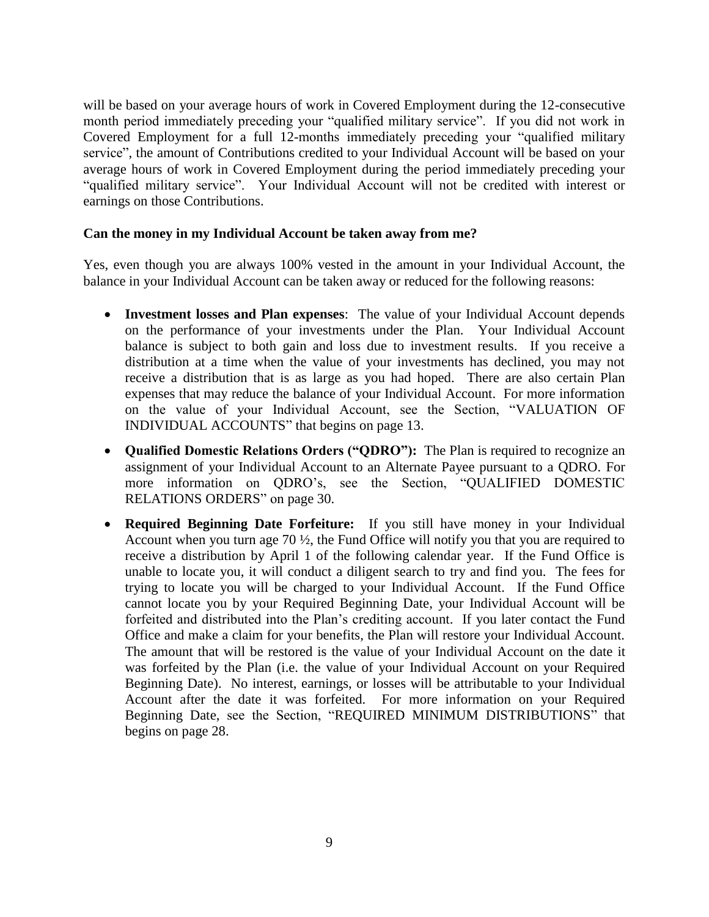will be based on your average hours of work in Covered Employment during the 12-consecutive month period immediately preceding your "qualified military service". If you did not work in Covered Employment for a full 12-months immediately preceding your "qualified military service", the amount of Contributions credited to your Individual Account will be based on your average hours of work in Covered Employment during the period immediately preceding your "qualified military service". Your Individual Account will not be credited with interest or earnings on those Contributions.

**Can the money in my Individual Account be taken away from me?**

Yes, even though you are always 100% vested in the amount in your Individual Account, the balance in your Individual Account can be taken away or reduced for the following reasons:

- **Investment losses and Plan expenses**: The value of your Individual Account depends on the performance of your investments under the Plan. Your Individual Account balance is subject to both gain and loss due to investment results. If you receive a distribution at a time when the value of your investments has declined, you may not receive a distribution that is as large as you had hoped. There are also certain Plan expenses that may reduce the balance of your Individual Account. For more information on the value of your Individual Account, see the Section, "VALUATION OF INDIVIDUAL ACCOUNTS" that begins on page 13.
- **Qualified Domestic Relations Orders ("QDRO"):** The Plan is required to recognize an assignment of your Individual Account to an Alternate Payee pursuant to a QDRO. For more information on QDRO's, see the Section, "QUALIFIED DOMESTIC RELATIONS ORDERS" on page 30.
- **Required Beginning Date Forfeiture:** If you still have money in your Individual Account when you turn age 70 ½, the Fund Office will notify you that you are required to receive a distribution by April 1 of the following calendar year. If the Fund Office is unable to locate you, it will conduct a diligent search to try and find you. The fees for trying to locate you will be charged to your Individual Account. If the Fund Office cannot locate you by your Required Beginning Date, your Individual Account will be forfeited and distributed into the Plan's crediting account. If you later contact the Fund Office and make a claim for your benefits, the Plan will restore your Individual Account. The amount that will be restored is the value of your Individual Account on the date it was forfeited by the Plan (i.e. the value of your Individual Account on your Required Beginning Date). No interest, earnings, or losses will be attributable to your Individual Account after the date it was forfeited. For more information on your Required Beginning Date, see the Section, "REQUIRED MINIMUM DISTRIBUTIONS" that begins on page 28.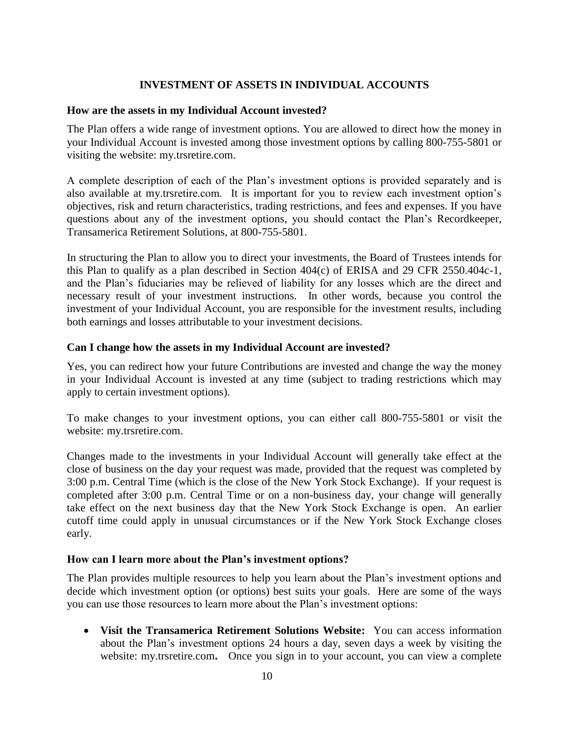## INVESTMENT OF ASSETS IN INDIVIDUAL ACCOUNTS

### How are the assets in my Individual Account invested?

The Plan offers a wide range of investment options. You are allowed to direct how the money in your Individual Account is invested among those investment options by calling 800-755-5801 or visiting the website: my.trsretire.com.

A complete description of each of the Plan's investment options is provided separately and is also available at my.trsretire.com. It is important for you to review each investment option's objectives, risk and return characteristics, trading restrictions, and fees and expenses. If you have questions about any of the investment options, you should contact the Plan's Recordkeeper, Transamerica Retirement Solutions, at 800-755-5801.

In structuring the Plan to allow you to direct your investments, the Board of Trustees intends for this Plan to qualify as a plan described in Section 404(c) of ERISA and 29 CFR 2550.404c-1, and the Plan's fiduciaries may be relieved of liability for any losses which are the direct and necessary result of your investment instructions. In other words, because you control the investment of your Individual Account, you are responsible for the investment results, including both earnings and losses attributable to your investment decisions.

### Can I change how the assets in my Individual Account are invested?

Yes, you can redirect how your future Contributions are invested and change the way the money in your Individual Account is invested at any time (subject to trading restrictions which may apply to certain investment options).

To make changes to your investment options, you can either call 800-755-5801 or visit the website: my.trsretire.com.

Changes made to the investments in your Individual Account will generally take effect at the close of business on the day your request was made, provided that the request was completed by 3:00 p.m. Central Time (which is the close of the New York Stock Exchange). If your request is completed after 3:00 p.m. Central Time or on a non-business day, your change will generally take effect on the next business day that the New York Stock Exchange is open. An earlier cutoff time could apply in unusual circumstances or if the New York Stock Exchange closes early.

### How can I learn more about the Plan's investment options?

The Plan provides multiple resources to help you learn about the Plan's investment options and decide which investment option (or options) best suits your goals. Here are some of the ways you can use those resources to learn more about the Plan's investment options:

- **Visit the Transamerica Retirement Solutions Website:** You can access information about the Plan's investment options 24 hours a day, seven days a week by visiting the website: my.trsretire.com**.** Once you sign in to your account, you can view a complete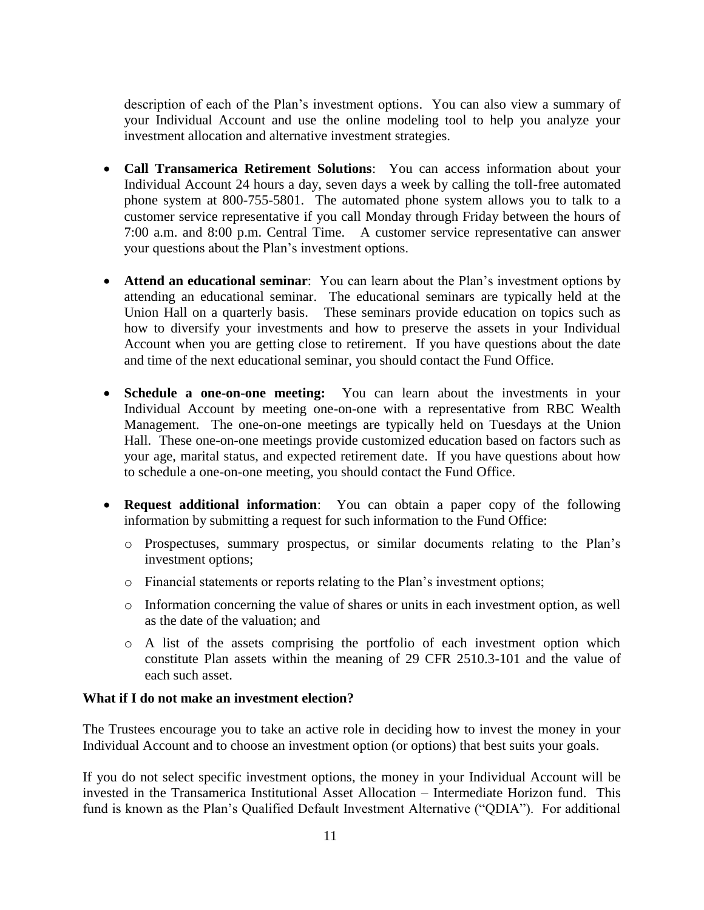description of each of the Plan's investment options. You can also view a summary of your Individual Account and use the online modeling tool to help you analyze your investment allocation and alternative investment strategies.

- **Call Transamerica Retirement Solutions**: You can access information about your Individual Account 24 hours a day, seven days a week by calling the toll-free automated phone system at 800-755-5801. The automated phone system allows you to talk to a customer service representative if you call Monday through Friday between the hours of 7:00 a.m. and 8:00 p.m. Central Time. A customer service representative can answer your questions about the Plan's investment options.

- **Attend an educational seminar**: You can learn about the Plan's investment options by attending an educational seminar. The educational seminars are typically held at the Union Hall on a quarterly basis. These seminars provide education on topics such as how to diversify your investments and how to preserve the assets in your Individual Account when you are getting close to retirement. If you have questions about the date and time of the next educational seminar, you should contact the Fund Office.

- **Schedule a one-on-one meeting:** You can learn about the investments in your Individual Account by meeting one-on-one with a representative from RBC Wealth Management. The one-on-one meetings are typically held on Tuesdays at the Union Hall. These one-on-one meetings provide customized education based on factors such as your age, marital status, and expected retirement date. If you have questions about how to schedule a one-on-one meeting, you should contact the Fund Office.

- **Request additional information**: You can obtain a paper copy of the following information by submitting a request for such information to the Fund Office:
  - Prospectuses, summary prospectus, or similar documents relating to the Plan's investment options;
  - Financial statements or reports relating to the Plan's investment options;
  - Information concerning the value of shares or units in each investment option, as well as the date of the valuation; and
  - A list of the assets comprising the portfolio of each investment option which constitute Plan assets within the meaning of 29 CFR 2510.3-101 and the value of each such asset.

**What if I do not make an investment election?**

The Trustees encourage you to take an active role in deciding how to invest the money in your Individual Account and to choose an investment option (or options) that best suits your goals.

If you do not select specific investment options, the money in your Individual Account will be invested in the Transamerica Institutional Asset Allocation – Intermediate Horizon fund. This fund is known as the Plan's Qualified Default Investment Alternative ("QDIA"). For additional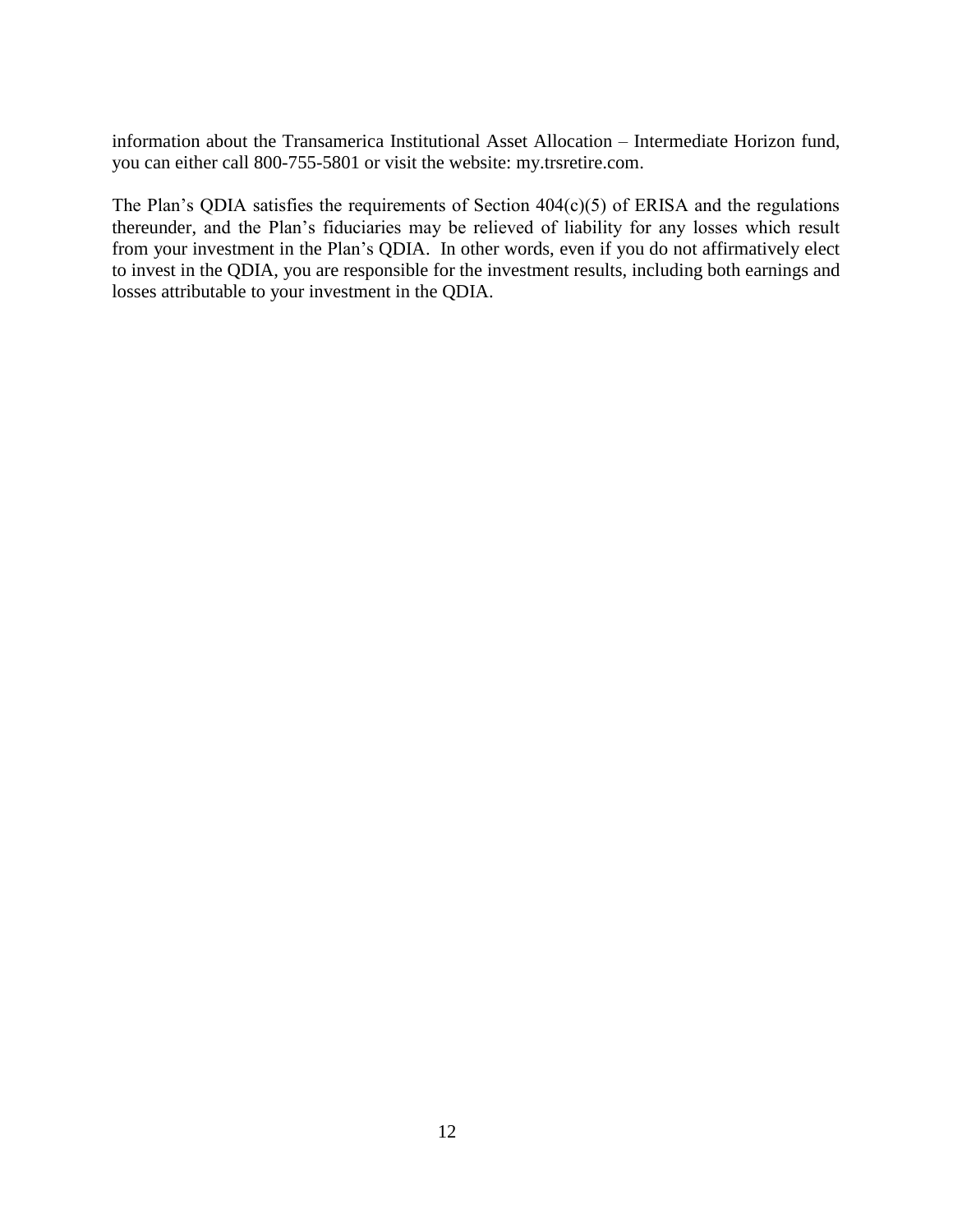information about the Transamerica Institutional Asset Allocation – Intermediate Horizon fund, you can either call 800-755-5801 or visit the website: my.trsretire.com.

The Plan's QDIA satisfies the requirements of Section 404(c)(5) of ERISA and the regulations thereunder, and the Plan's fiduciaries may be relieved of liability for any losses which result from your investment in the Plan's QDIA. In other words, even if you do not affirmatively elect to invest in the QDIA, you are responsible for the investment results, including both earnings and losses attributable to your investment in the QDIA.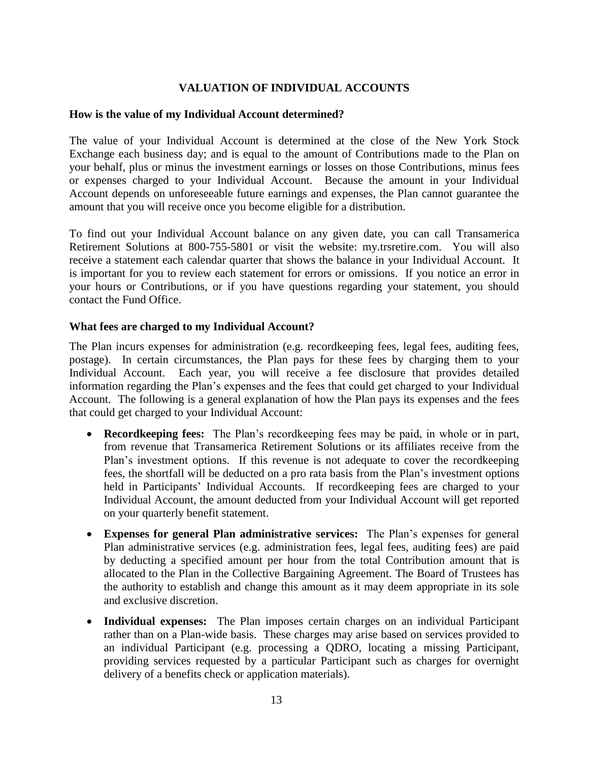## VALUATION OF INDIVIDUAL ACCOUNTS

### How is the value of my Individual Account determined?

The value of your Individual Account is determined at the close of the New York Stock Exchange each business day; and is equal to the amount of Contributions made to the Plan on your behalf, plus or minus the investment earnings or losses on those Contributions, minus fees or expenses charged to your Individual Account. Because the amount in your Individual Account depends on unforeseeable future earnings and expenses, the Plan cannot guarantee the amount that you will receive once you become eligible for a distribution.

To find out your Individual Account balance on any given date, you can call Transamerica Retirement Solutions at 800-755-5801 or visit the website: my.trsretire.com. You will also receive a statement each calendar quarter that shows the balance in your Individual Account. It is important for you to review each statement for errors or omissions. If you notice an error in your hours or Contributions, or if you have questions regarding your statement, you should contact the Fund Office.

### What fees are charged to my Individual Account?

The Plan incurs expenses for administration (e.g. recordkeeping fees, legal fees, auditing fees, postage). In certain circumstances, the Plan pays for these fees by charging them to your Individual Account. Each year, you will receive a fee disclosure that provides detailed information regarding the Plan's expenses and the fees that could get charged to your Individual Account. The following is a general explanation of how the Plan pays its expenses and the fees that could get charged to your Individual Account:

- **Recordkeeping fees:** The Plan's recordkeeping fees may be paid, in whole or in part, from revenue that Transamerica Retirement Solutions or its affiliates receive from the Plan's investment options. If this revenue is not adequate to cover the recordkeeping fees, the shortfall will be deducted on a pro rata basis from the Plan's investment options held in Participants' Individual Accounts. If recordkeeping fees are charged to your Individual Account, the amount deducted from your Individual Account will get reported on your quarterly benefit statement.
- **Expenses for general Plan administrative services:** The Plan's expenses for general Plan administrative services (e.g. administration fees, legal fees, auditing fees) are paid by deducting a specified amount per hour from the total Contribution amount that is allocated to the Plan in the Collective Bargaining Agreement. The Board of Trustees has the authority to establish and change this amount as it may deem appropriate in its sole and exclusive discretion.
- **Individual expenses:** The Plan imposes certain charges on an individual Participant rather than on a Plan-wide basis. These charges may arise based on services provided to an individual Participant (e.g. processing a QDRO, locating a missing Participant, providing services requested by a particular Participant such as charges for overnight delivery of a benefits check or application materials).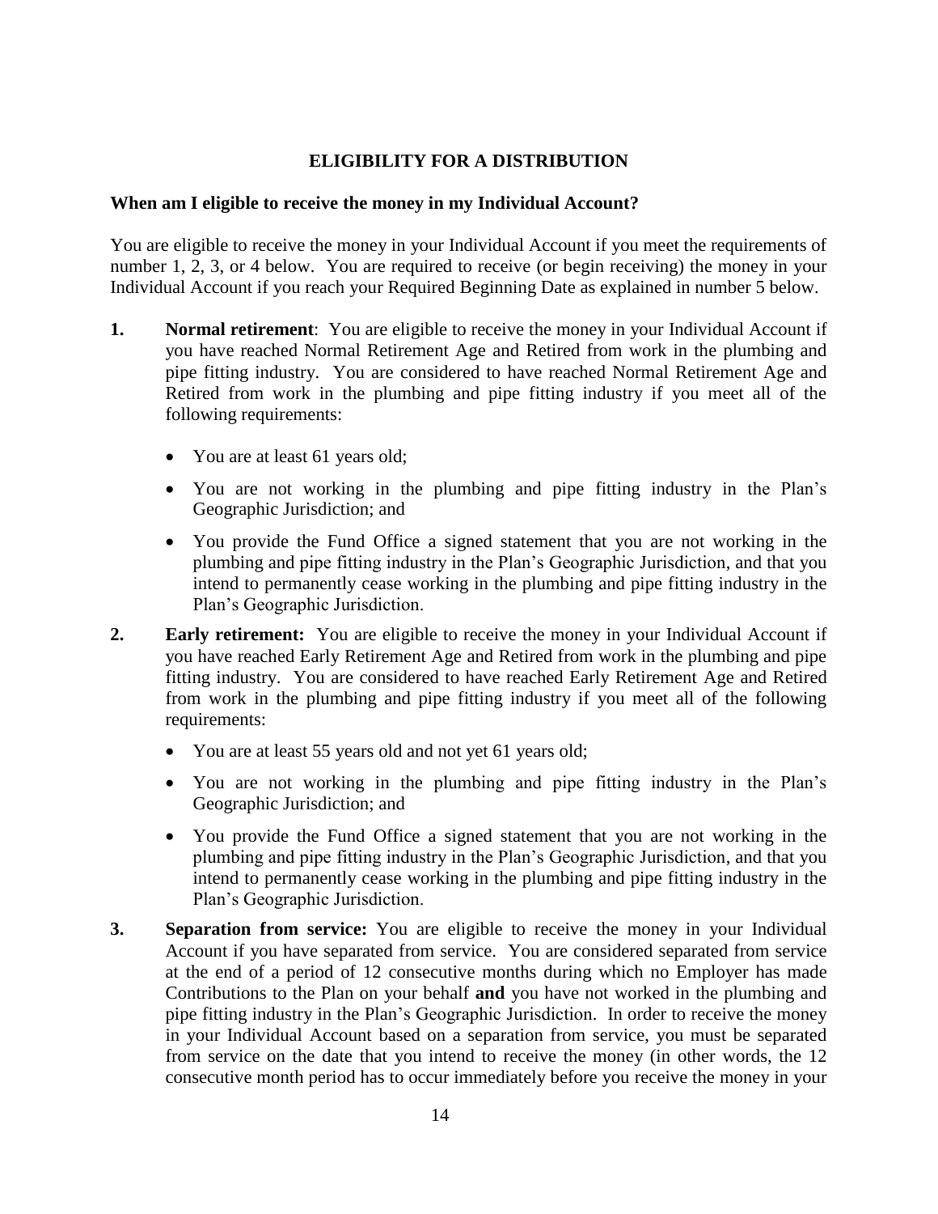## ELIGIBILITY FOR A DISTRIBUTION

### When am I eligible to receive the money in my Individual Account?

You are eligible to receive the money in your Individual Account if you meet the requirements of number 1, 2, 3, or 4 below. You are required to receive (or begin receiving) the money in your Individual Account if you reach your Required Beginning Date as explained in number 5 below.

1. **Normal retirement**: You are eligible to receive the money in your Individual Account if you have reached Normal Retirement Age and Retired from work in the plumbing and pipe fitting industry. You are considered to have reached Normal Retirement Age and Retired from work in the plumbing and pipe fitting industry if you meet all of the following requirements:
   - You are at least 61 years old;
   - You are not working in the plumbing and pipe fitting industry in the Plan's Geographic Jurisdiction; and
   - You provide the Fund Office a signed statement that you are not working in the plumbing and pipe fitting industry in the Plan's Geographic Jurisdiction, and that you intend to permanently cease working in the plumbing and pipe fitting industry in the Plan's Geographic Jurisdiction.

2. **Early retirement:** You are eligible to receive the money in your Individual Account if you have reached Early Retirement Age and Retired from work in the plumbing and pipe fitting industry. You are considered to have reached Early Retirement Age and Retired from work in the plumbing and pipe fitting industry if you meet all of the following requirements:
   - You are at least 55 years old and not yet 61 years old;
   - You are not working in the plumbing and pipe fitting industry in the Plan's Geographic Jurisdiction; and
   - You provide the Fund Office a signed statement that you are not working in the plumbing and pipe fitting industry in the Plan's Geographic Jurisdiction, and that you intend to permanently cease working in the plumbing and pipe fitting industry in the Plan's Geographic Jurisdiction.

3. **Separation from service:** You are eligible to receive the money in your Individual Account if you have separated from service. You are considered separated from service at the end of a period of 12 consecutive months during which no Employer has made Contributions to the Plan on your behalf **and** you have not worked in the plumbing and pipe fitting industry in the Plan's Geographic Jurisdiction. In order to receive the money in your Individual Account based on a separation from service, you must be separated from service on the date that you intend to receive the money (in other words, the 12 consecutive month period has to occur immediately before you receive the money in your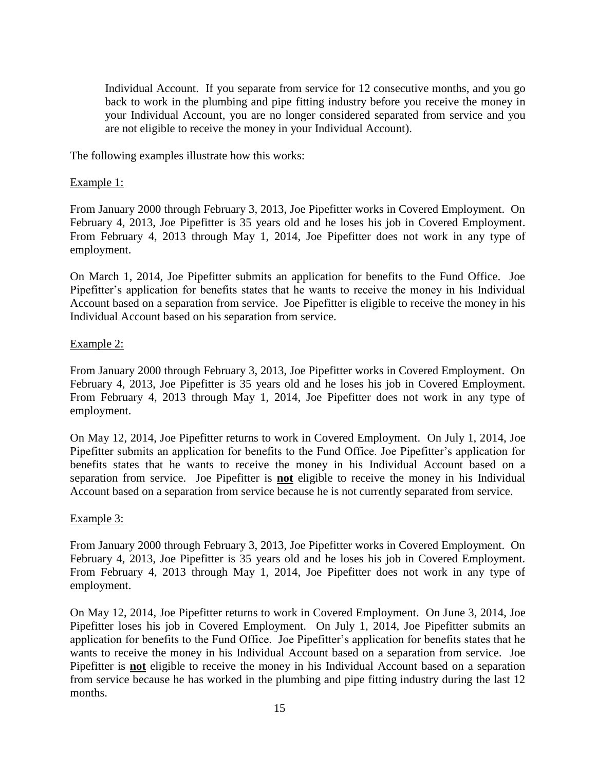Individual Account. If you separate from service for 12 consecutive months, and you go back to work in the plumbing and pipe fitting industry before you receive the money in your Individual Account, you are no longer considered separated from service and you are not eligible to receive the money in your Individual Account).

The following examples illustrate how this works:

Example 1:

From January 2000 through February 3, 2013, Joe Pipefitter works in Covered Employment. On February 4, 2013, Joe Pipefitter is 35 years old and he loses his job in Covered Employment. From February 4, 2013 through May 1, 2014, Joe Pipefitter does not work in any type of employment.

On March 1, 2014, Joe Pipefitter submits an application for benefits to the Fund Office. Joe Pipefitter's application for benefits states that he wants to receive the money in his Individual Account based on a separation from service. Joe Pipefitter is eligible to receive the money in his Individual Account based on his separation from service.

Example 2:

From January 2000 through February 3, 2013, Joe Pipefitter works in Covered Employment. On February 4, 2013, Joe Pipefitter is 35 years old and he loses his job in Covered Employment. From February 4, 2013 through May 1, 2014, Joe Pipefitter does not work in any type of employment.

On May 12, 2014, Joe Pipefitter returns to work in Covered Employment. On July 1, 2014, Joe Pipefitter submits an application for benefits to the Fund Office. Joe Pipefitter's application for benefits states that he wants to receive the money in his Individual Account based on a separation from service. Joe Pipefitter is **not** eligible to receive the money in his Individual Account based on a separation from service because he is not currently separated from service.

Example 3:

From January 2000 through February 3, 2013, Joe Pipefitter works in Covered Employment. On February 4, 2013, Joe Pipefitter is 35 years old and he loses his job in Covered Employment. From February 4, 2013 through May 1, 2014, Joe Pipefitter does not work in any type of employment.

On May 12, 2014, Joe Pipefitter returns to work in Covered Employment. On June 3, 2014, Joe Pipefitter loses his job in Covered Employment. On July 1, 2014, Joe Pipefitter submits an application for benefits to the Fund Office. Joe Pipefitter's application for benefits states that he wants to receive the money in his Individual Account based on a separation from service. Joe Pipefitter is **not** eligible to receive the money in his Individual Account based on a separation from service because he has worked in the plumbing and pipe fitting industry during the last 12 months.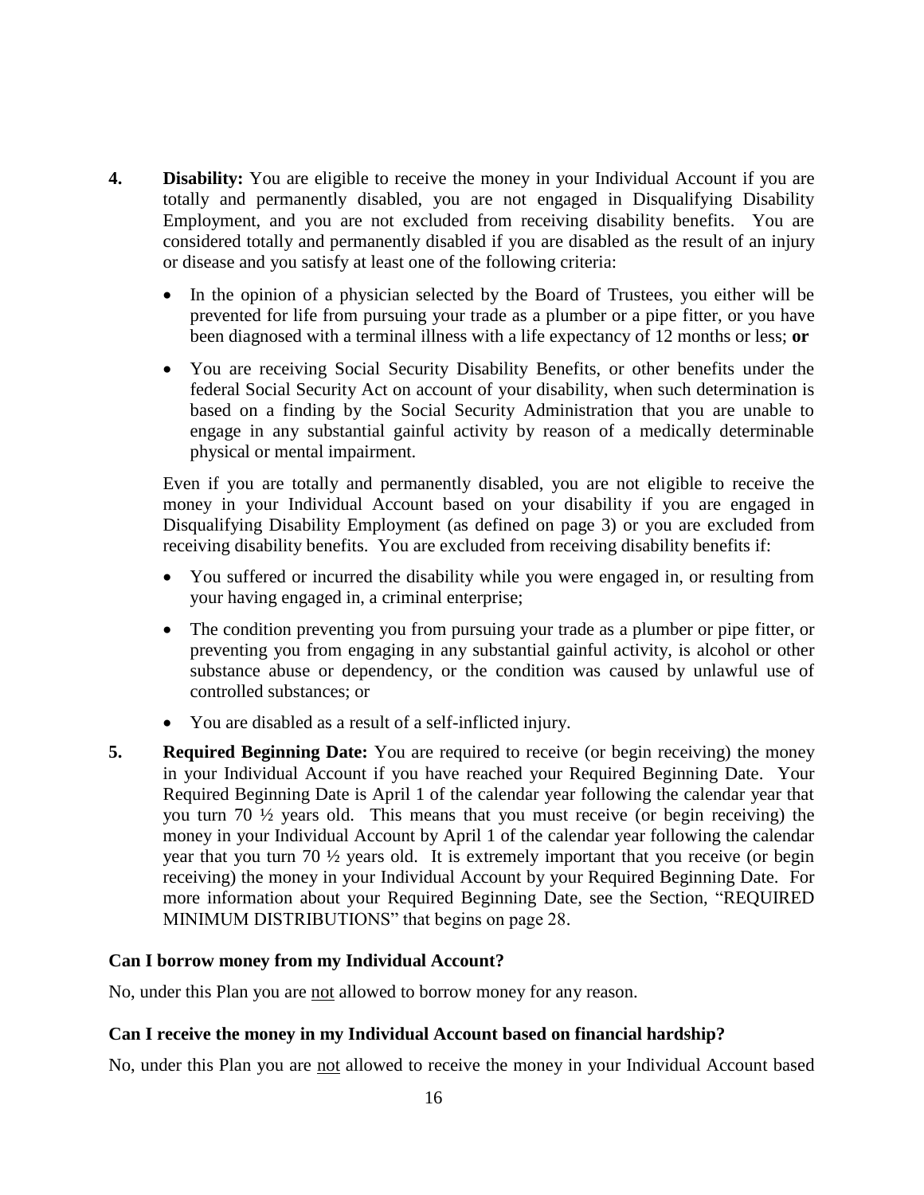4. **Disability:** You are eligible to receive the money in your Individual Account if you are totally and permanently disabled, you are not engaged in Disqualifying Disability Employment, and you are not excluded from receiving disability benefits. You are considered totally and permanently disabled if you are disabled as the result of an injury or disease and you satisfy at least one of the following criteria:

   - In the opinion of a physician selected by the Board of Trustees, you either will be prevented for life from pursuing your trade as a plumber or a pipe fitter, or you have been diagnosed with a terminal illness with a life expectancy of 12 months or less; **or**
   - You are receiving Social Security Disability Benefits, or other benefits under the federal Social Security Act on account of your disability, when such determination is based on a finding by the Social Security Administration that you are unable to engage in any substantial gainful activity by reason of a medically determinable physical or mental impairment.

   Even if you are totally and permanently disabled, you are not eligible to receive the money in your Individual Account based on your disability if you are engaged in Disqualifying Disability Employment (as defined on page 3) or you are excluded from receiving disability benefits. You are excluded from receiving disability benefits if:

   - You suffered or incurred the disability while you were engaged in, or resulting from your having engaged in, a criminal enterprise;
   - The condition preventing you from pursuing your trade as a plumber or pipe fitter, or preventing you from engaging in any substantial gainful activity, is alcohol or other substance abuse or dependency, or the condition was caused by unlawful use of controlled substances; or
   - You are disabled as a result of a self-inflicted injury.

5. **Required Beginning Date:** You are required to receive (or begin receiving) the money in your Individual Account if you have reached your Required Beginning Date. Your Required Beginning Date is April 1 of the calendar year following the calendar year that you turn 70 ½ years old. This means that you must receive (or begin receiving) the money in your Individual Account by April 1 of the calendar year following the calendar year that you turn 70 ½ years old. It is extremely important that you receive (or begin receiving) the money in your Individual Account by your Required Beginning Date. For more information about your Required Beginning Date, see the Section, "REQUIRED MINIMUM DISTRIBUTIONS" that begins on page 28.

**Can I borrow money from my Individual Account?**

No, under this Plan you are <u>not</u> allowed to borrow money for any reason.

**Can I receive the money in my Individual Account based on financial hardship?**

No, under this Plan you are <u>not</u> allowed to receive the money in your Individual Account based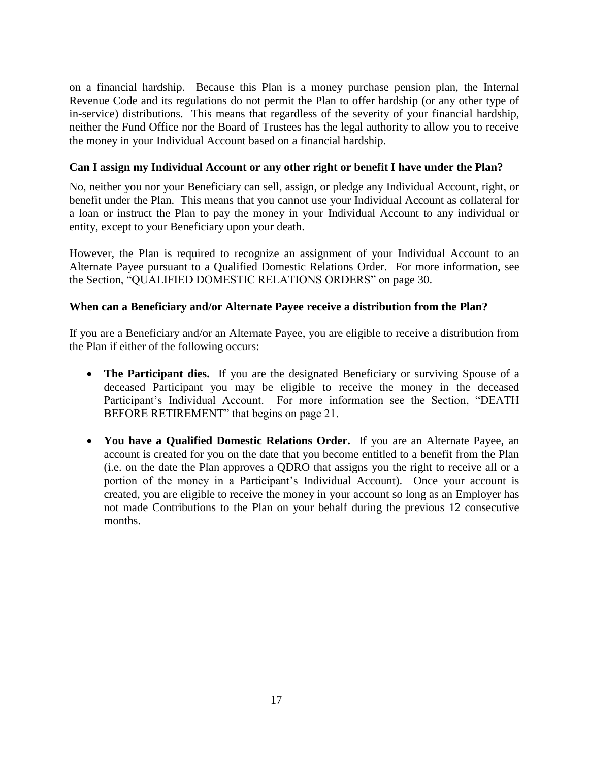on a financial hardship. Because this Plan is a money purchase pension plan, the Internal Revenue Code and its regulations do not permit the Plan to offer hardship (or any other type of in-service) distributions. This means that regardless of the severity of your financial hardship, neither the Fund Office nor the Board of Trustees has the legal authority to allow you to receive the money in your Individual Account based on a financial hardship.

**Can I assign my Individual Account or any other right or benefit I have under the Plan?**

No, neither you nor your Beneficiary can sell, assign, or pledge any Individual Account, right, or benefit under the Plan. This means that you cannot use your Individual Account as collateral for a loan or instruct the Plan to pay the money in your Individual Account to any individual or entity, except to your Beneficiary upon your death.

However, the Plan is required to recognize an assignment of your Individual Account to an Alternate Payee pursuant to a Qualified Domestic Relations Order. For more information, see the Section, "QUALIFIED DOMESTIC RELATIONS ORDERS" on page 30.

**When can a Beneficiary and/or Alternate Payee receive a distribution from the Plan?**

If you are a Beneficiary and/or an Alternate Payee, you are eligible to receive a distribution from the Plan if either of the following occurs:

- **The Participant dies.** If you are the designated Beneficiary or surviving Spouse of a deceased Participant you may be eligible to receive the money in the deceased Participant's Individual Account. For more information see the Section, "DEATH BEFORE RETIREMENT" that begins on page 21.
- **You have a Qualified Domestic Relations Order.** If you are an Alternate Payee, an account is created for you on the date that you become entitled to a benefit from the Plan (i.e. on the date the Plan approves a QDRO that assigns you the right to receive all or a portion of the money in a Participant's Individual Account). Once your account is created, you are eligible to receive the money in your account so long as an Employer has not made Contributions to the Plan on your behalf during the previous 12 consecutive months.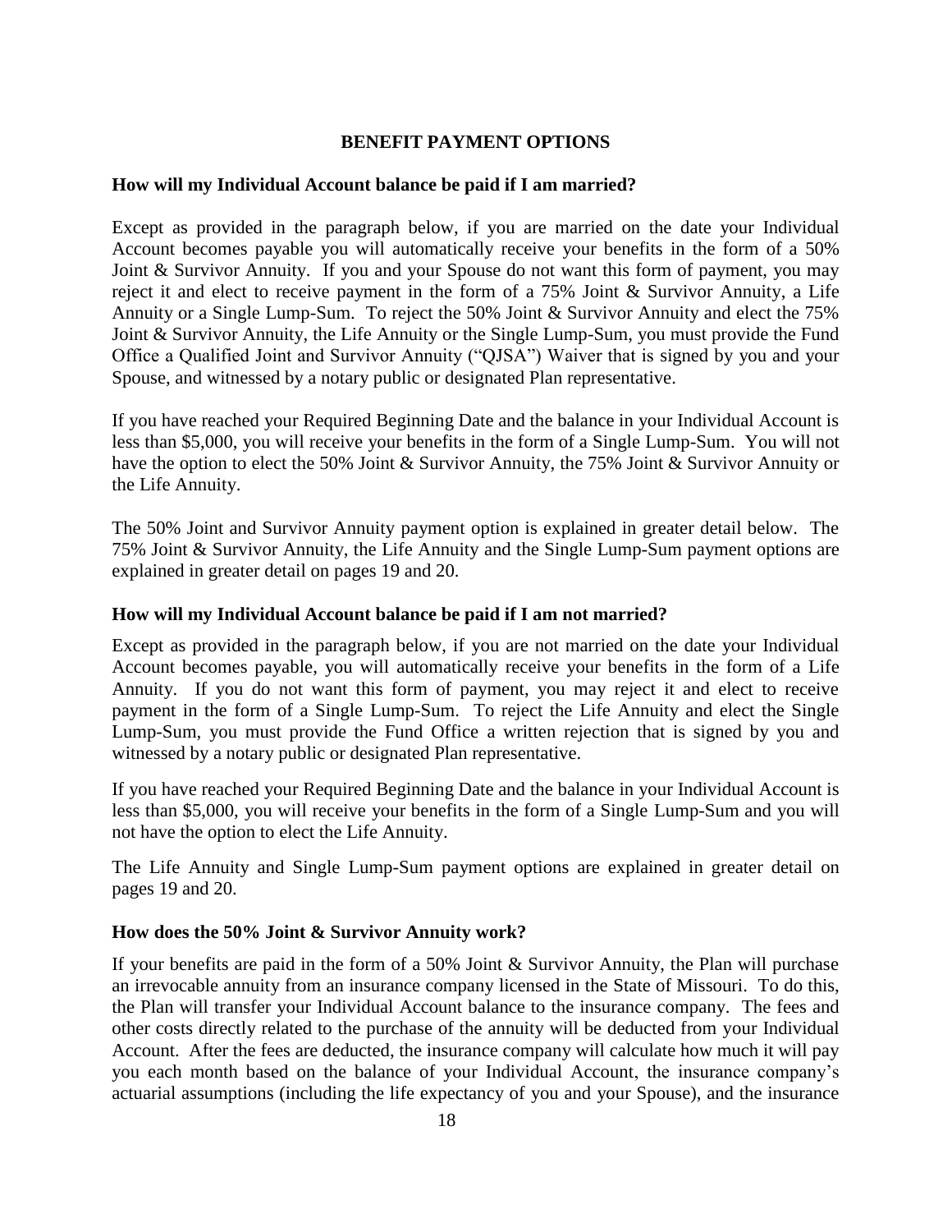## BENEFIT PAYMENT OPTIONS

### How will my Individual Account balance be paid if I am married?

Except as provided in the paragraph below, if you are married on the date your Individual Account becomes payable you will automatically receive your benefits in the form of a 50% Joint & Survivor Annuity. If you and your Spouse do not want this form of payment, you may reject it and elect to receive payment in the form of a 75% Joint & Survivor Annuity, a Life Annuity or a Single Lump-Sum. To reject the 50% Joint & Survivor Annuity and elect the 75% Joint & Survivor Annuity, the Life Annuity or the Single Lump-Sum, you must provide the Fund Office a Qualified Joint and Survivor Annuity ("QJSA") Waiver that is signed by you and your Spouse, and witnessed by a notary public or designated Plan representative.

If you have reached your Required Beginning Date and the balance in your Individual Account is less than $5,000, you will receive your benefits in the form of a Single Lump-Sum. You will not have the option to elect the 50% Joint & Survivor Annuity, the 75% Joint & Survivor Annuity or the Life Annuity.

The 50% Joint and Survivor Annuity payment option is explained in greater detail below. The 75% Joint & Survivor Annuity, the Life Annuity and the Single Lump-Sum payment options are explained in greater detail on pages 19 and 20.

### How will my Individual Account balance be paid if I am not married?

Except as provided in the paragraph below, if you are not married on the date your Individual Account becomes payable, you will automatically receive your benefits in the form of a Life Annuity. If you do not want this form of payment, you may reject it and elect to receive payment in the form of a Single Lump-Sum. To reject the Life Annuity and elect the Single Lump-Sum, you must provide the Fund Office a written rejection that is signed by you and witnessed by a notary public or designated Plan representative.

If you have reached your Required Beginning Date and the balance in your Individual Account is less than $5,000, you will receive your benefits in the form of a Single Lump-Sum and you will not have the option to elect the Life Annuity.

The Life Annuity and Single Lump-Sum payment options are explained in greater detail on pages 19 and 20.

### How does the 50% Joint & Survivor Annuity work?

If your benefits are paid in the form of a 50% Joint & Survivor Annuity, the Plan will purchase an irrevocable annuity from an insurance company licensed in the State of Missouri. To do this, the Plan will transfer your Individual Account balance to the insurance company. The fees and other costs directly related to the purchase of the annuity will be deducted from your Individual Account. After the fees are deducted, the insurance company will calculate how much it will pay you each month based on the balance of your Individual Account, the insurance company's actuarial assumptions (including the life expectancy of you and your Spouse), and the insurance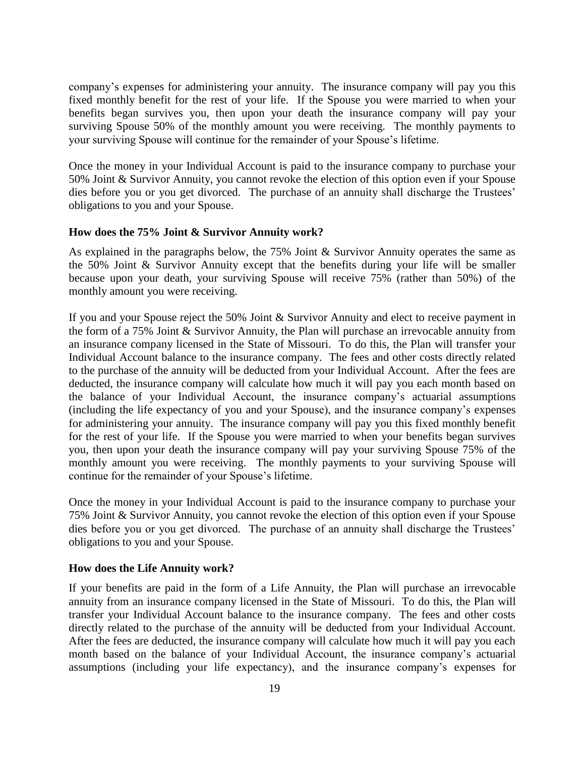company's expenses for administering your annuity. The insurance company will pay you this fixed monthly benefit for the rest of your life. If the Spouse you were married to when your benefits began survives you, then upon your death the insurance company will pay your surviving Spouse 50% of the monthly amount you were receiving. The monthly payments to your surviving Spouse will continue for the remainder of your Spouse's lifetime.

Once the money in your Individual Account is paid to the insurance company to purchase your 50% Joint & Survivor Annuity, you cannot revoke the election of this option even if your Spouse dies before you or you get divorced. The purchase of an annuity shall discharge the Trustees' obligations to you and your Spouse.

**How does the 75% Joint & Survivor Annuity work?**

As explained in the paragraphs below, the 75% Joint & Survivor Annuity operates the same as the 50% Joint & Survivor Annuity except that the benefits during your life will be smaller because upon your death, your surviving Spouse will receive 75% (rather than 50%) of the monthly amount you were receiving.

If you and your Spouse reject the 50% Joint & Survivor Annuity and elect to receive payment in the form of a 75% Joint & Survivor Annuity, the Plan will purchase an irrevocable annuity from an insurance company licensed in the State of Missouri. To do this, the Plan will transfer your Individual Account balance to the insurance company. The fees and other costs directly related to the purchase of the annuity will be deducted from your Individual Account. After the fees are deducted, the insurance company will calculate how much it will pay you each month based on the balance of your Individual Account, the insurance company's actuarial assumptions (including the life expectancy of you and your Spouse), and the insurance company's expenses for administering your annuity. The insurance company will pay you this fixed monthly benefit for the rest of your life. If the Spouse you were married to when your benefits began survives you, then upon your death the insurance company will pay your surviving Spouse 75% of the monthly amount you were receiving. The monthly payments to your surviving Spouse will continue for the remainder of your Spouse's lifetime.

Once the money in your Individual Account is paid to the insurance company to purchase your 75% Joint & Survivor Annuity, you cannot revoke the election of this option even if your Spouse dies before you or you get divorced. The purchase of an annuity shall discharge the Trustees' obligations to you and your Spouse.

**How does the Life Annuity work?**

If your benefits are paid in the form of a Life Annuity, the Plan will purchase an irrevocable annuity from an insurance company licensed in the State of Missouri. To do this, the Plan will transfer your Individual Account balance to the insurance company. The fees and other costs directly related to the purchase of the annuity will be deducted from your Individual Account. After the fees are deducted, the insurance company will calculate how much it will pay you each month based on the balance of your Individual Account, the insurance company's actuarial assumptions (including your life expectancy), and the insurance company's expenses for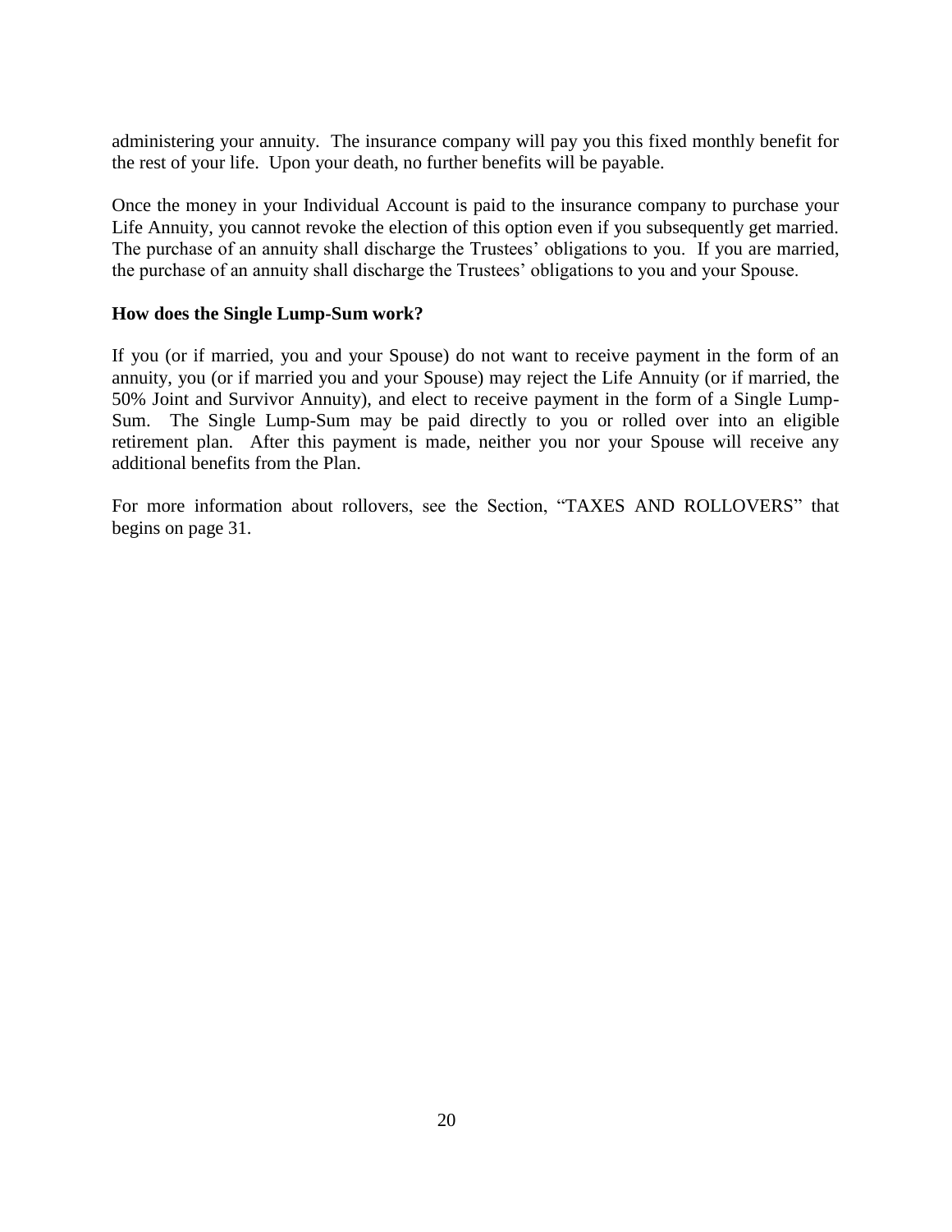administering your annuity. The insurance company will pay you this fixed monthly benefit for the rest of your life. Upon your death, no further benefits will be payable.

Once the money in your Individual Account is paid to the insurance company to purchase your Life Annuity, you cannot revoke the election of this option even if you subsequently get married. The purchase of an annuity shall discharge the Trustees' obligations to you. If you are married, the purchase of an annuity shall discharge the Trustees' obligations to you and your Spouse.

**How does the Single Lump-Sum work?**

If you (or if married, you and your Spouse) do not want to receive payment in the form of an annuity, you (or if married you and your Spouse) may reject the Life Annuity (or if married, the 50% Joint and Survivor Annuity), and elect to receive payment in the form of a Single Lump-Sum. The Single Lump-Sum may be paid directly to you or rolled over into an eligible retirement plan. After this payment is made, neither you nor your Spouse will receive any additional benefits from the Plan.

For more information about rollovers, see the Section, "TAXES AND ROLLOVERS" that begins on page 31.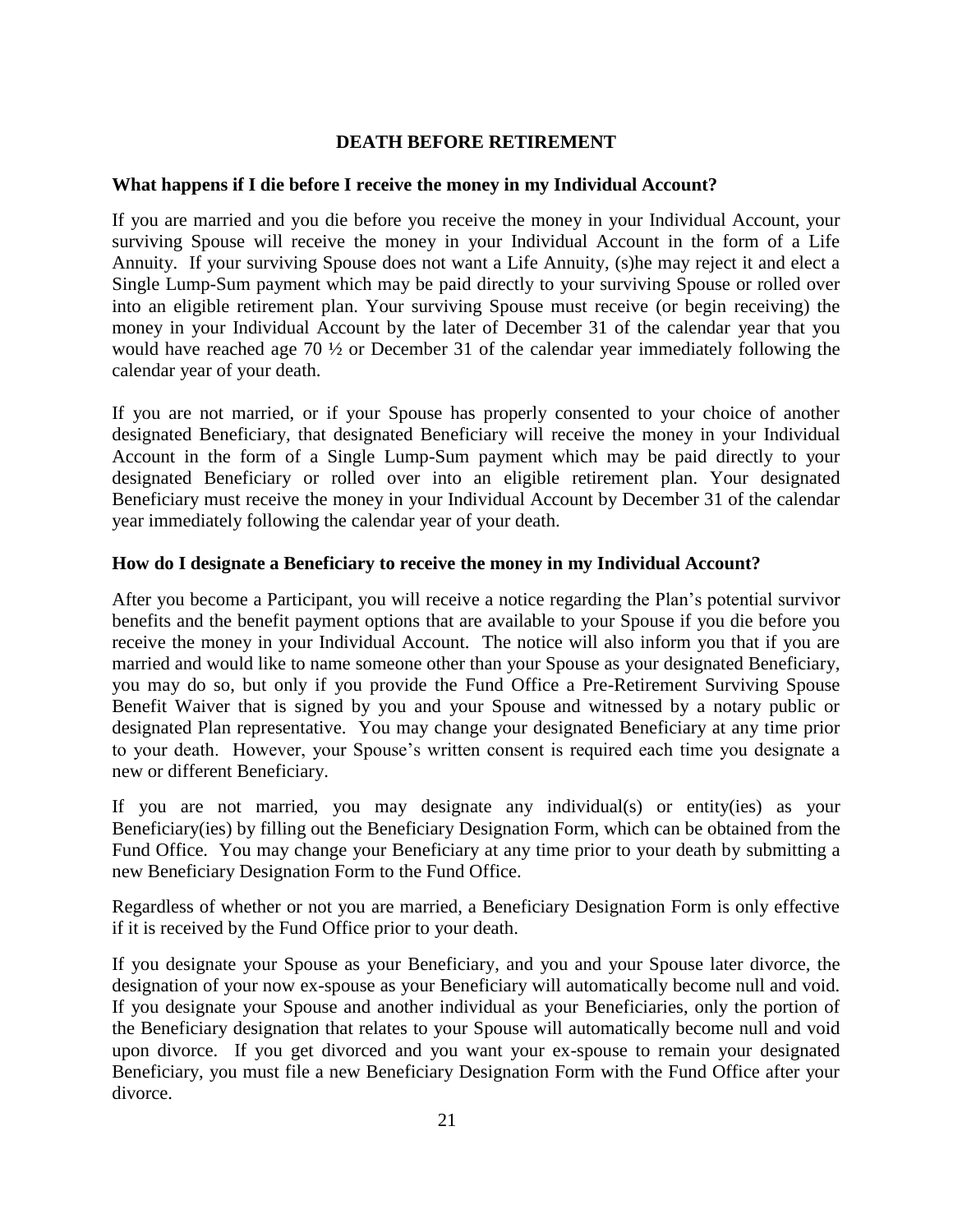## DEATH BEFORE RETIREMENT

### What happens if I die before I receive the money in my Individual Account?

If you are married and you die before you receive the money in your Individual Account, your surviving Spouse will receive the money in your Individual Account in the form of a Life Annuity. If your surviving Spouse does not want a Life Annuity, (s)he may reject it and elect a Single Lump-Sum payment which may be paid directly to your surviving Spouse or rolled over into an eligible retirement plan. Your surviving Spouse must receive (or begin receiving) the money in your Individual Account by the later of December 31 of the calendar year that you would have reached age 70 ½ or December 31 of the calendar year immediately following the calendar year of your death.

If you are not married, or if your Spouse has properly consented to your choice of another designated Beneficiary, that designated Beneficiary will receive the money in your Individual Account in the form of a Single Lump-Sum payment which may be paid directly to your designated Beneficiary or rolled over into an eligible retirement plan. Your designated Beneficiary must receive the money in your Individual Account by December 31 of the calendar year immediately following the calendar year of your death.

### How do I designate a Beneficiary to receive the money in my Individual Account?

After you become a Participant, you will receive a notice regarding the Plan's potential survivor benefits and the benefit payment options that are available to your Spouse if you die before you receive the money in your Individual Account. The notice will also inform you that if you are married and would like to name someone other than your Spouse as your designated Beneficiary, you may do so, but only if you provide the Fund Office a Pre-Retirement Surviving Spouse Benefit Waiver that is signed by you and your Spouse and witnessed by a notary public or designated Plan representative. You may change your designated Beneficiary at any time prior to your death. However, your Spouse's written consent is required each time you designate a new or different Beneficiary.

If you are not married, you may designate any individual(s) or entity(ies) as your Beneficiary(ies) by filling out the Beneficiary Designation Form, which can be obtained from the Fund Office. You may change your Beneficiary at any time prior to your death by submitting a new Beneficiary Designation Form to the Fund Office.

Regardless of whether or not you are married, a Beneficiary Designation Form is only effective if it is received by the Fund Office prior to your death.

If you designate your Spouse as your Beneficiary, and you and your Spouse later divorce, the designation of your now ex-spouse as your Beneficiary will automatically become null and void. If you designate your Spouse and another individual as your Beneficiaries, only the portion of the Beneficiary designation that relates to your Spouse will automatically become null and void upon divorce. If you get divorced and you want your ex-spouse to remain your designated Beneficiary, you must file a new Beneficiary Designation Form with the Fund Office after your divorce.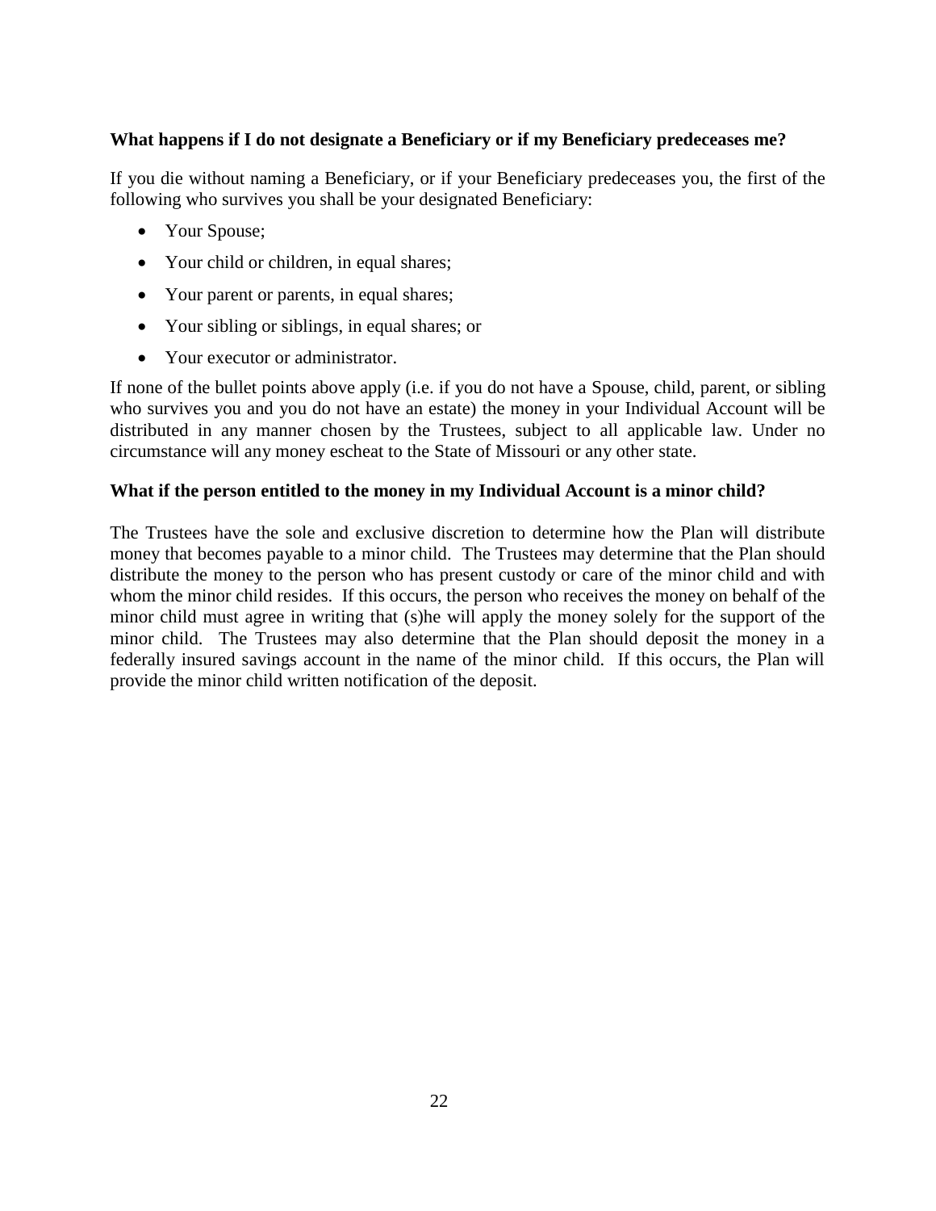**What happens if I do not designate a Beneficiary or if my Beneficiary predeceases me?**

If you die without naming a Beneficiary, or if your Beneficiary predeceases you, the first of the following who survives you shall be your designated Beneficiary:

- Your Spouse;
- Your child or children, in equal shares;
- Your parent or parents, in equal shares;
- Your sibling or siblings, in equal shares; or
- Your executor or administrator.

If none of the bullet points above apply (i.e. if you do not have a Spouse, child, parent, or sibling who survives you and you do not have an estate) the money in your Individual Account will be distributed in any manner chosen by the Trustees, subject to all applicable law. Under no circumstance will any money escheat to the State of Missouri or any other state.

**What if the person entitled to the money in my Individual Account is a minor child?**

The Trustees have the sole and exclusive discretion to determine how the Plan will distribute money that becomes payable to a minor child. The Trustees may determine that the Plan should distribute the money to the person who has present custody or care of the minor child and with whom the minor child resides. If this occurs, the person who receives the money on behalf of the minor child must agree in writing that (s)he will apply the money solely for the support of the minor child. The Trustees may also determine that the Plan should deposit the money in a federally insured savings account in the name of the minor child. If this occurs, the Plan will provide the minor child written notification of the deposit.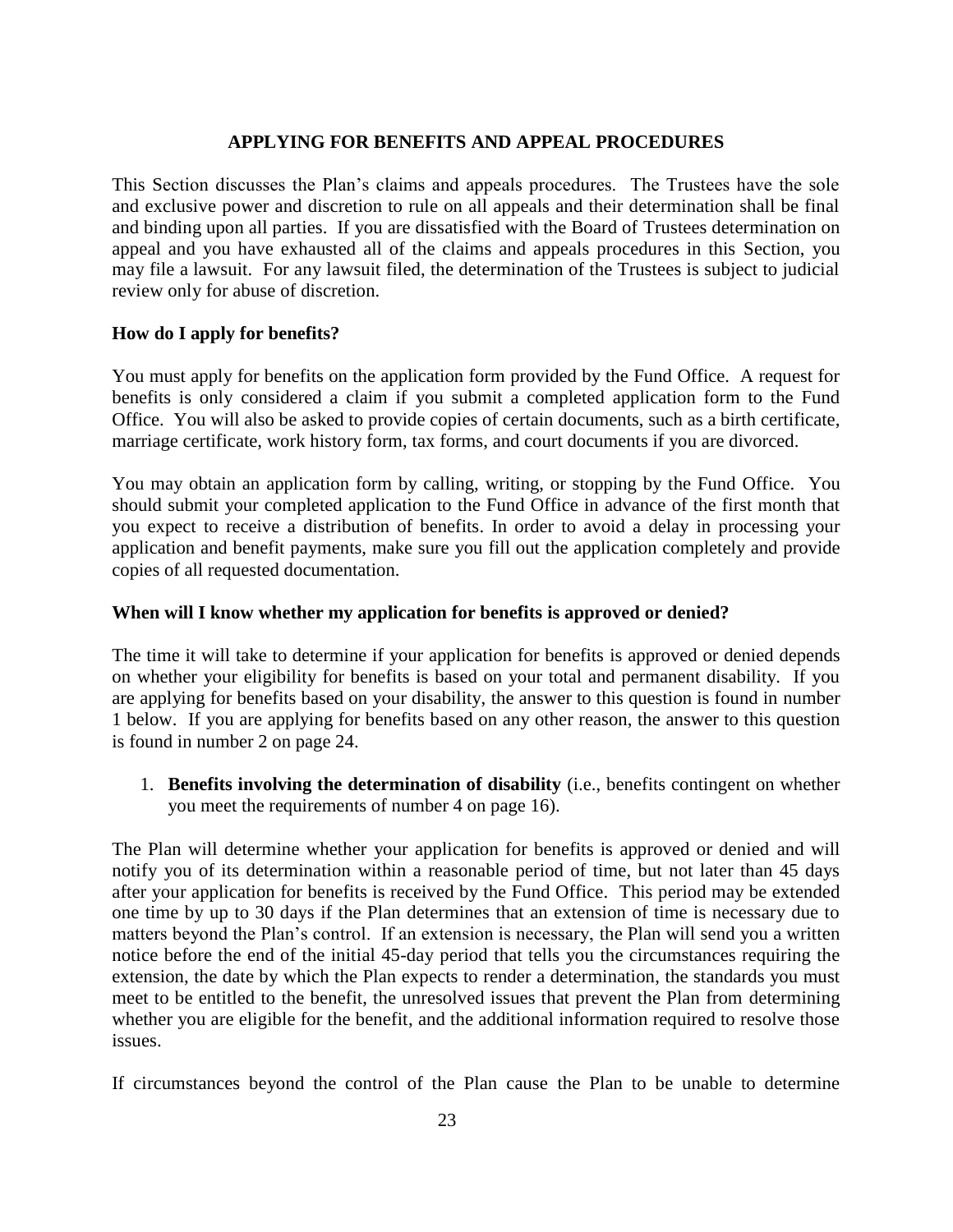## APPLYING FOR BENEFITS AND APPEAL PROCEDURES

This Section discusses the Plan's claims and appeals procedures. The Trustees have the sole and exclusive power and discretion to rule on all appeals and their determination shall be final and binding upon all parties. If you are dissatisfied with the Board of Trustees determination on appeal and you have exhausted all of the claims and appeals procedures in this Section, you may file a lawsuit. For any lawsuit filed, the determination of the Trustees is subject to judicial review only for abuse of discretion.

### How do I apply for benefits?

You must apply for benefits on the application form provided by the Fund Office. A request for benefits is only considered a claim if you submit a completed application form to the Fund Office. You will also be asked to provide copies of certain documents, such as a birth certificate, marriage certificate, work history form, tax forms, and court documents if you are divorced.

You may obtain an application form by calling, writing, or stopping by the Fund Office. You should submit your completed application to the Fund Office in advance of the first month that you expect to receive a distribution of benefits. In order to avoid a delay in processing your application and benefit payments, make sure you fill out the application completely and provide copies of all requested documentation.

### When will I know whether my application for benefits is approved or denied?

The time it will take to determine if your application for benefits is approved or denied depends on whether your eligibility for benefits is based on your total and permanent disability. If you are applying for benefits based on your disability, the answer to this question is found in number 1 below. If you are applying for benefits based on any other reason, the answer to this question is found in number 2 on page 24.

1. **Benefits involving the determination of disability** (i.e., benefits contingent on whether you meet the requirements of number 4 on page 16).

The Plan will determine whether your application for benefits is approved or denied and will notify you of its determination within a reasonable period of time, but not later than 45 days after your application for benefits is received by the Fund Office. This period may be extended one time by up to 30 days if the Plan determines that an extension of time is necessary due to matters beyond the Plan's control. If an extension is necessary, the Plan will send you a written notice before the end of the initial 45-day period that tells you the circumstances requiring the extension, the date by which the Plan expects to render a determination, the standards you must meet to be entitled to the benefit, the unresolved issues that prevent the Plan from determining whether you are eligible for the benefit, and the additional information required to resolve those issues.

If circumstances beyond the control of the Plan cause the Plan to be unable to determine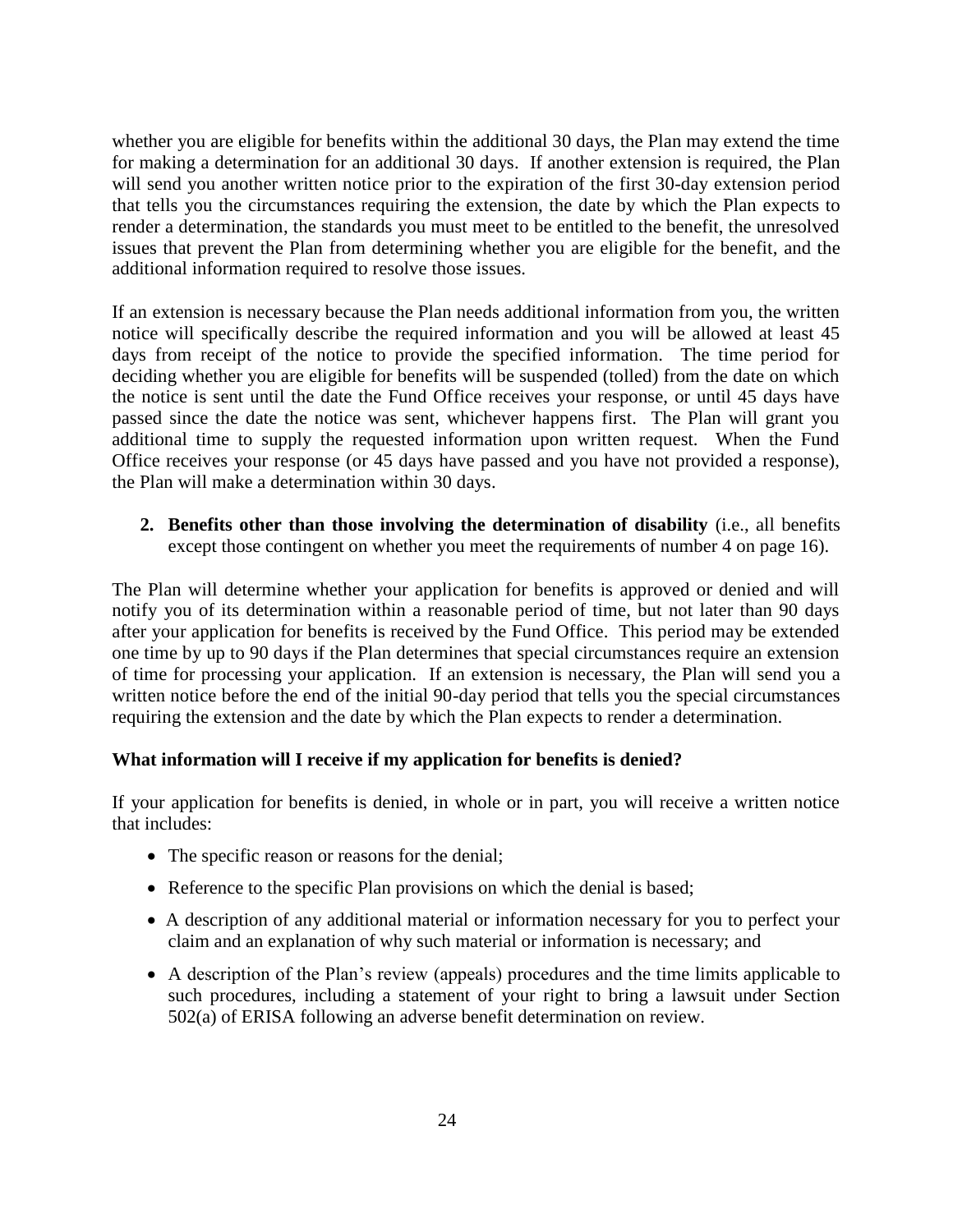whether you are eligible for benefits within the additional 30 days, the Plan may extend the time for making a determination for an additional 30 days. If another extension is required, the Plan will send you another written notice prior to the expiration of the first 30-day extension period that tells you the circumstances requiring the extension, the date by which the Plan expects to render a determination, the standards you must meet to be entitled to the benefit, the unresolved issues that prevent the Plan from determining whether you are eligible for the benefit, and the additional information required to resolve those issues.

If an extension is necessary because the Plan needs additional information from you, the written notice will specifically describe the required information and you will be allowed at least 45 days from receipt of the notice to provide the specified information. The time period for deciding whether you are eligible for benefits will be suspended (tolled) from the date on which the notice is sent until the date the Fund Office receives your response, or until 45 days have passed since the date the notice was sent, whichever happens first. The Plan will grant you additional time to supply the requested information upon written request. When the Fund Office receives your response (or 45 days have passed and you have not provided a response), the Plan will make a determination within 30 days.

2. **Benefits other than those involving the determination of disability** (i.e., all benefits except those contingent on whether you meet the requirements of number 4 on page 16).

The Plan will determine whether your application for benefits is approved or denied and will notify you of its determination within a reasonable period of time, but not later than 90 days after your application for benefits is received by the Fund Office. This period may be extended one time by up to 90 days if the Plan determines that special circumstances require an extension of time for processing your application. If an extension is necessary, the Plan will send you a written notice before the end of the initial 90-day period that tells you the special circumstances requiring the extension and the date by which the Plan expects to render a determination.

**What information will I receive if my application for benefits is denied?**

If your application for benefits is denied, in whole or in part, you will receive a written notice that includes:

- The specific reason or reasons for the denial;
- Reference to the specific Plan provisions on which the denial is based;
- A description of any additional material or information necessary for you to perfect your claim and an explanation of why such material or information is necessary; and
- A description of the Plan's review (appeals) procedures and the time limits applicable to such procedures, including a statement of your right to bring a lawsuit under Section 502(a) of ERISA following an adverse benefit determination on review.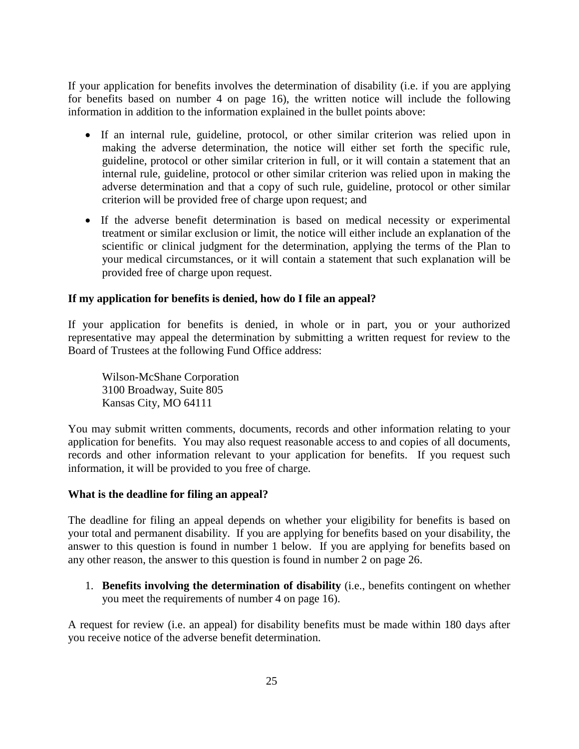If your application for benefits involves the determination of disability (i.e. if you are applying for benefits based on number 4 on page 16), the written notice will include the following information in addition to the information explained in the bullet points above:

- If an internal rule, guideline, protocol, or other similar criterion was relied upon in making the adverse determination, the notice will either set forth the specific rule, guideline, protocol or other similar criterion in full, or it will contain a statement that an internal rule, guideline, protocol or other similar criterion was relied upon in making the adverse determination and that a copy of such rule, guideline, protocol or other similar criterion will be provided free of charge upon request; and
- If the adverse benefit determination is based on medical necessity or experimental treatment or similar exclusion or limit, the notice will either include an explanation of the scientific or clinical judgment for the determination, applying the terms of the Plan to your medical circumstances, or it will contain a statement that such explanation will be provided free of charge upon request.

**If my application for benefits is denied, how do I file an appeal?**

If your application for benefits is denied, in whole or in part, you or your authorized representative may appeal the determination by submitting a written request for review to the Board of Trustees at the following Fund Office address:

Wilson-McShane Corporation
3100 Broadway, Suite 805
Kansas City, MO 64111

You may submit written comments, documents, records and other information relating to your application for benefits. You may also request reasonable access to and copies of all documents, records and other information relevant to your application for benefits. If you request such information, it will be provided to you free of charge.

**What is the deadline for filing an appeal?**

The deadline for filing an appeal depends on whether your eligibility for benefits is based on your total and permanent disability. If you are applying for benefits based on your disability, the answer to this question is found in number 1 below. If you are applying for benefits based on any other reason, the answer to this question is found in number 2 on page 26.

1. **Benefits involving the determination of disability** (i.e., benefits contingent on whether you meet the requirements of number 4 on page 16).

A request for review (i.e. an appeal) for disability benefits must be made within 180 days after you receive notice of the adverse benefit determination.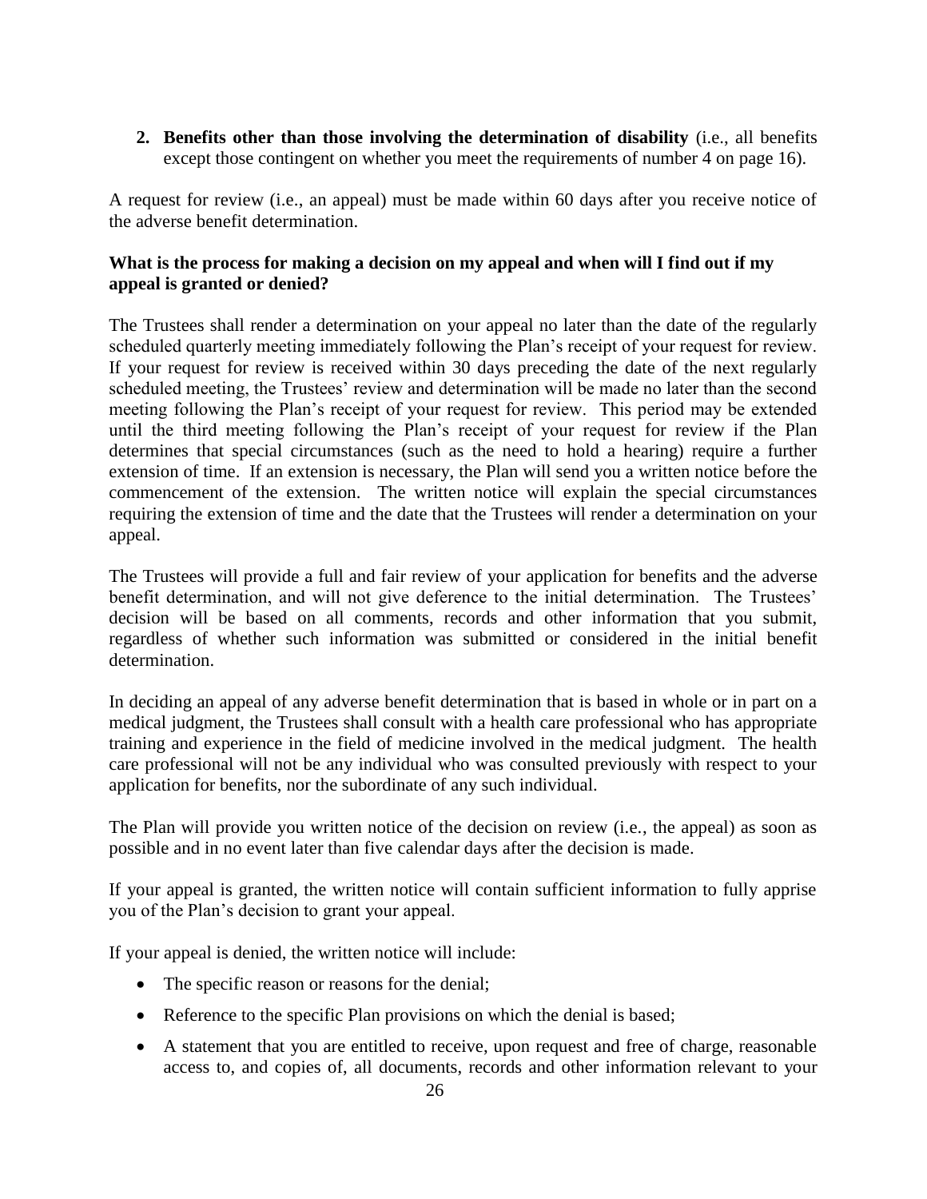2. **Benefits other than those involving the determination of disability** (i.e., all benefits except those contingent on whether you meet the requirements of number 4 on page 16).

A request for review (i.e., an appeal) must be made within 60 days after you receive notice of the adverse benefit determination.

**What is the process for making a decision on my appeal and when will I find out if my appeal is granted or denied?**

The Trustees shall render a determination on your appeal no later than the date of the regularly scheduled quarterly meeting immediately following the Plan's receipt of your request for review. If your request for review is received within 30 days preceding the date of the next regularly scheduled meeting, the Trustees' review and determination will be made no later than the second meeting following the Plan's receipt of your request for review. This period may be extended until the third meeting following the Plan's receipt of your request for review if the Plan determines that special circumstances (such as the need to hold a hearing) require a further extension of time. If an extension is necessary, the Plan will send you a written notice before the commencement of the extension. The written notice will explain the special circumstances requiring the extension of time and the date that the Trustees will render a determination on your appeal.

The Trustees will provide a full and fair review of your application for benefits and the adverse benefit determination, and will not give deference to the initial determination. The Trustees' decision will be based on all comments, records and other information that you submit, regardless of whether such information was submitted or considered in the initial benefit determination.

In deciding an appeal of any adverse benefit determination that is based in whole or in part on a medical judgment, the Trustees shall consult with a health care professional who has appropriate training and experience in the field of medicine involved in the medical judgment. The health care professional will not be any individual who was consulted previously with respect to your application for benefits, nor the subordinate of any such individual.

The Plan will provide you written notice of the decision on review (i.e., the appeal) as soon as possible and in no event later than five calendar days after the decision is made.

If your appeal is granted, the written notice will contain sufficient information to fully apprise you of the Plan's decision to grant your appeal.

If your appeal is denied, the written notice will include:

- The specific reason or reasons for the denial;
- Reference to the specific Plan provisions on which the denial is based;
- A statement that you are entitled to receive, upon request and free of charge, reasonable access to, and copies of, all documents, records and other information relevant to your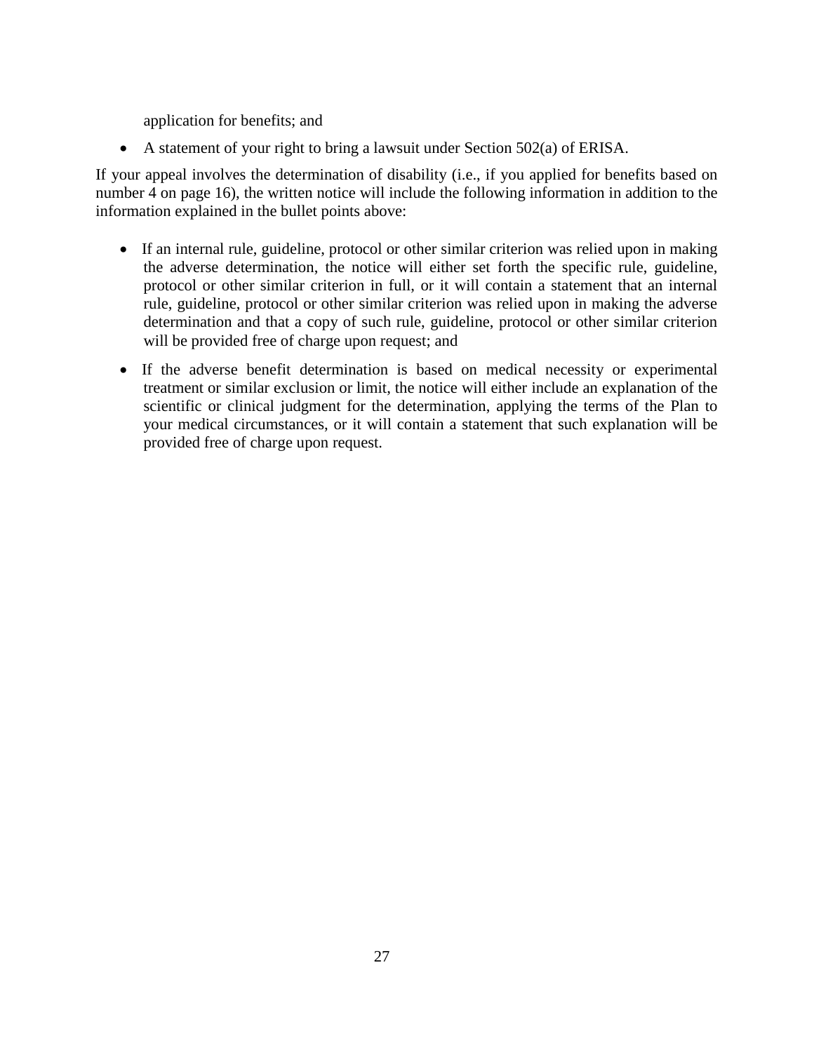application for benefits; and

- A statement of your right to bring a lawsuit under Section 502(a) of ERISA.

If your appeal involves the determination of disability (i.e., if you applied for benefits based on number 4 on page 16), the written notice will include the following information in addition to the information explained in the bullet points above:

- If an internal rule, guideline, protocol or other similar criterion was relied upon in making the adverse determination, the notice will either set forth the specific rule, guideline, protocol or other similar criterion in full, or it will contain a statement that an internal rule, guideline, protocol or other similar criterion was relied upon in making the adverse determination and that a copy of such rule, guideline, protocol or other similar criterion will be provided free of charge upon request; and
- If the adverse benefit determination is based on medical necessity or experimental treatment or similar exclusion or limit, the notice will either include an explanation of the scientific or clinical judgment for the determination, applying the terms of the Plan to your medical circumstances, or it will contain a statement that such explanation will be provided free of charge upon request.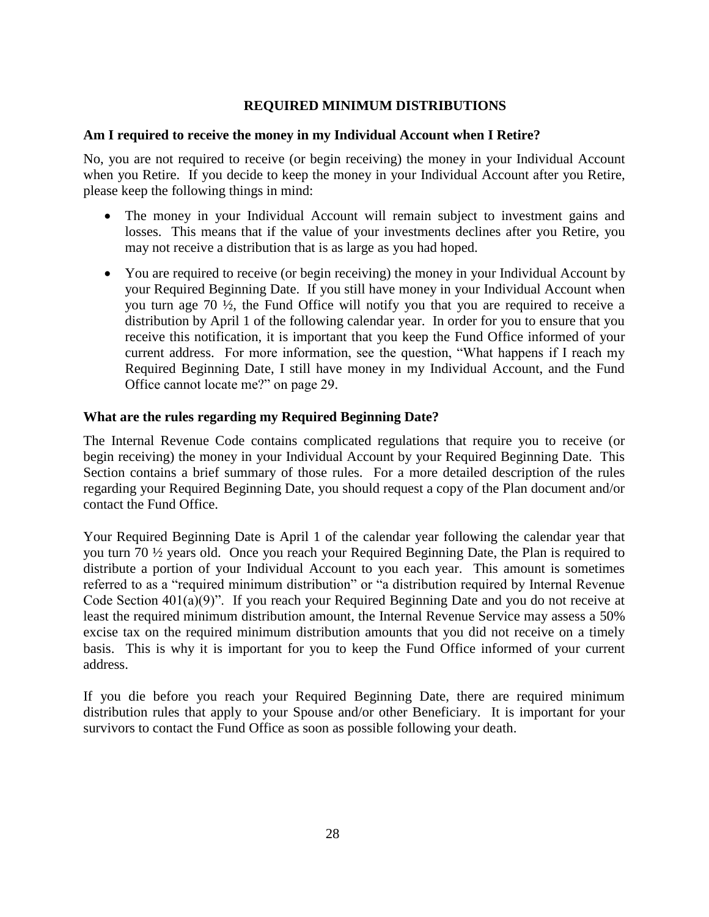## REQUIRED MINIMUM DISTRIBUTIONS

### Am I required to receive the money in my Individual Account when I Retire?

No, you are not required to receive (or begin receiving) the money in your Individual Account when you Retire. If you decide to keep the money in your Individual Account after you Retire, please keep the following things in mind:

- The money in your Individual Account will remain subject to investment gains and losses. This means that if the value of your investments declines after you Retire, you may not receive a distribution that is as large as you had hoped.
- You are required to receive (or begin receiving) the money in your Individual Account by your Required Beginning Date. If you still have money in your Individual Account when you turn age 70 ½, the Fund Office will notify you that you are required to receive a distribution by April 1 of the following calendar year. In order for you to ensure that you receive this notification, it is important that you keep the Fund Office informed of your current address. For more information, see the question, "What happens if I reach my Required Beginning Date, I still have money in my Individual Account, and the Fund Office cannot locate me?" on page 29.

### What are the rules regarding my Required Beginning Date?

The Internal Revenue Code contains complicated regulations that require you to receive (or begin receiving) the money in your Individual Account by your Required Beginning Date. This Section contains a brief summary of those rules. For a more detailed description of the rules regarding your Required Beginning Date, you should request a copy of the Plan document and/or contact the Fund Office.

Your Required Beginning Date is April 1 of the calendar year following the calendar year that you turn 70 ½ years old. Once you reach your Required Beginning Date, the Plan is required to distribute a portion of your Individual Account to you each year. This amount is sometimes referred to as a "required minimum distribution" or "a distribution required by Internal Revenue Code Section 401(a)(9)". If you reach your Required Beginning Date and you do not receive at least the required minimum distribution amount, the Internal Revenue Service may assess a 50% excise tax on the required minimum distribution amounts that you did not receive on a timely basis. This is why it is important for you to keep the Fund Office informed of your current address.

If you die before you reach your Required Beginning Date, there are required minimum distribution rules that apply to your Spouse and/or other Beneficiary. It is important for your survivors to contact the Fund Office as soon as possible following your death.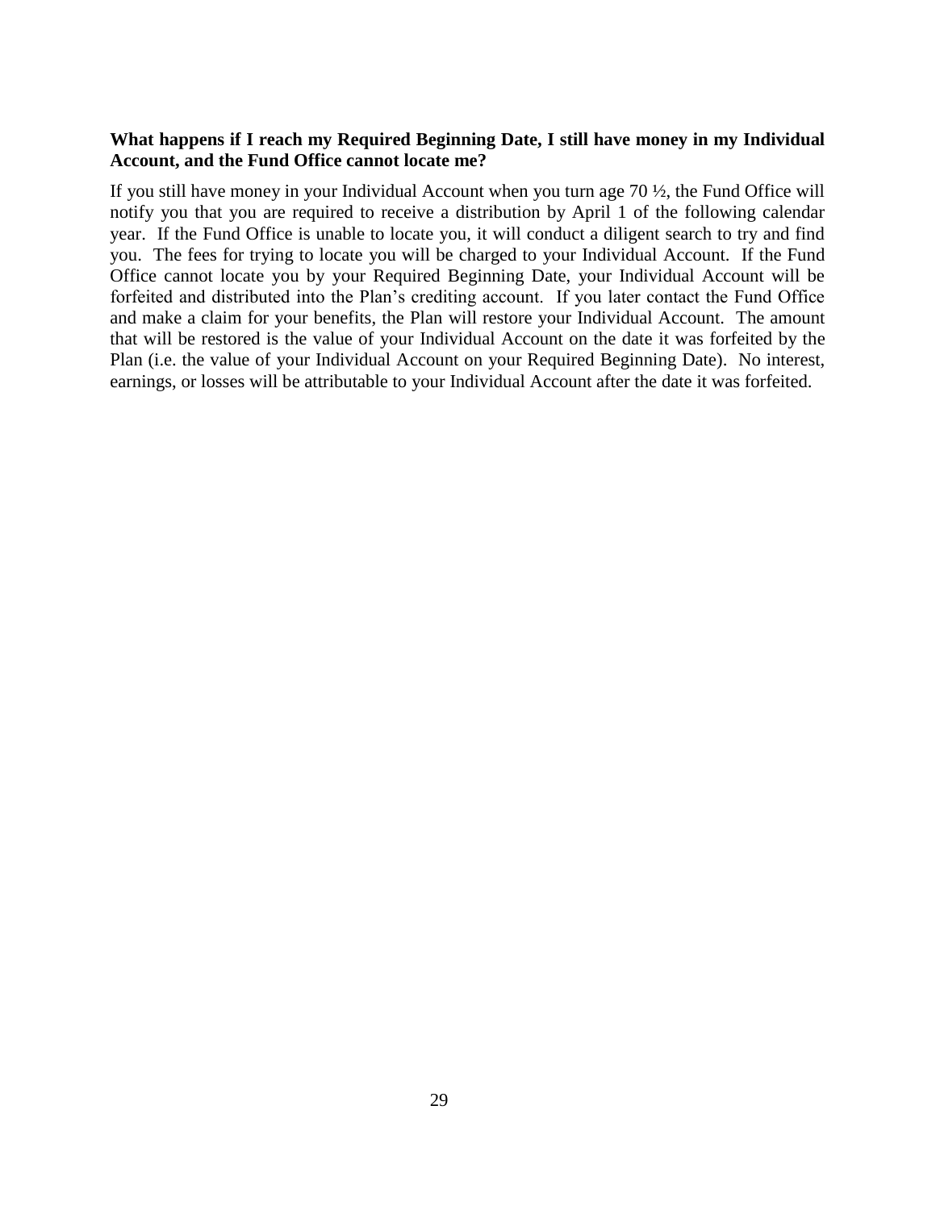**What happens if I reach my Required Beginning Date, I still have money in my Individual Account, and the Fund Office cannot locate me?**

If you still have money in your Individual Account when you turn age 70 ½, the Fund Office will notify you that you are required to receive a distribution by April 1 of the following calendar year. If the Fund Office is unable to locate you, it will conduct a diligent search to try and find you. The fees for trying to locate you will be charged to your Individual Account. If the Fund Office cannot locate you by your Required Beginning Date, your Individual Account will be forfeited and distributed into the Plan's crediting account. If you later contact the Fund Office and make a claim for your benefits, the Plan will restore your Individual Account. The amount that will be restored is the value of your Individual Account on the date it was forfeited by the Plan (i.e. the value of your Individual Account on your Required Beginning Date). No interest, earnings, or losses will be attributable to your Individual Account after the date it was forfeited.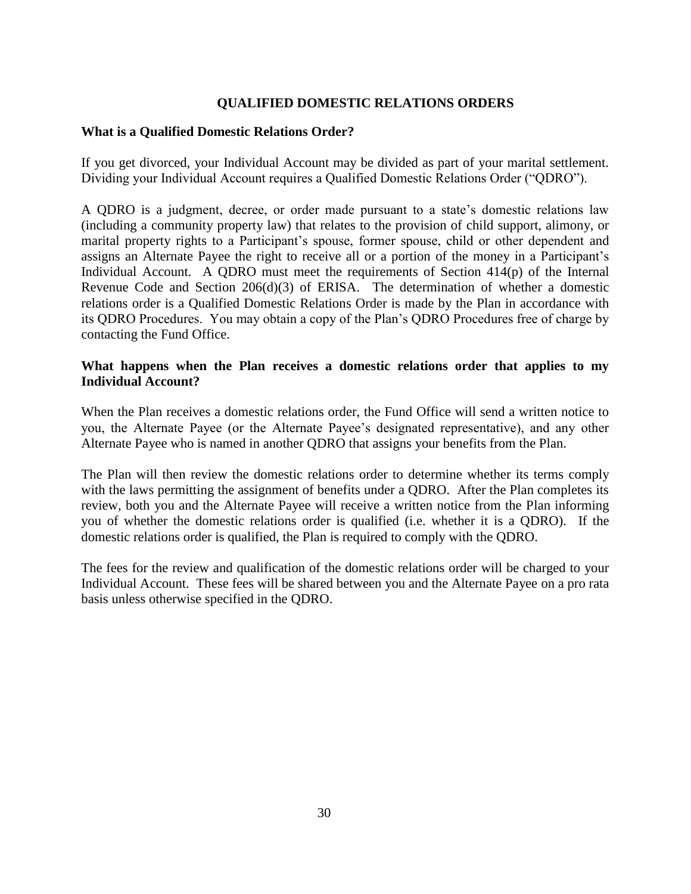## QUALIFIED DOMESTIC RELATIONS ORDERS

### What is a Qualified Domestic Relations Order?

If you get divorced, your Individual Account may be divided as part of your marital settlement. Dividing your Individual Account requires a Qualified Domestic Relations Order ("QDRO").

A QDRO is a judgment, decree, or order made pursuant to a state's domestic relations law (including a community property law) that relates to the provision of child support, alimony, or marital property rights to a Participant's spouse, former spouse, child or other dependent and assigns an Alternate Payee the right to receive all or a portion of the money in a Participant's Individual Account. A QDRO must meet the requirements of Section 414(p) of the Internal Revenue Code and Section 206(d)(3) of ERISA. The determination of whether a domestic relations order is a Qualified Domestic Relations Order is made by the Plan in accordance with its QDRO Procedures. You may obtain a copy of the Plan's QDRO Procedures free of charge by contacting the Fund Office.

### What happens when the Plan receives a domestic relations order that applies to my Individual Account?

When the Plan receives a domestic relations order, the Fund Office will send a written notice to you, the Alternate Payee (or the Alternate Payee's designated representative), and any other Alternate Payee who is named in another QDRO that assigns your benefits from the Plan.

The Plan will then review the domestic relations order to determine whether its terms comply with the laws permitting the assignment of benefits under a QDRO. After the Plan completes its review, both you and the Alternate Payee will receive a written notice from the Plan informing you of whether the domestic relations order is qualified (i.e. whether it is a QDRO). If the domestic relations order is qualified, the Plan is required to comply with the QDRO.

The fees for the review and qualification of the domestic relations order will be charged to your Individual Account. These fees will be shared between you and the Alternate Payee on a pro rata basis unless otherwise specified in the QDRO.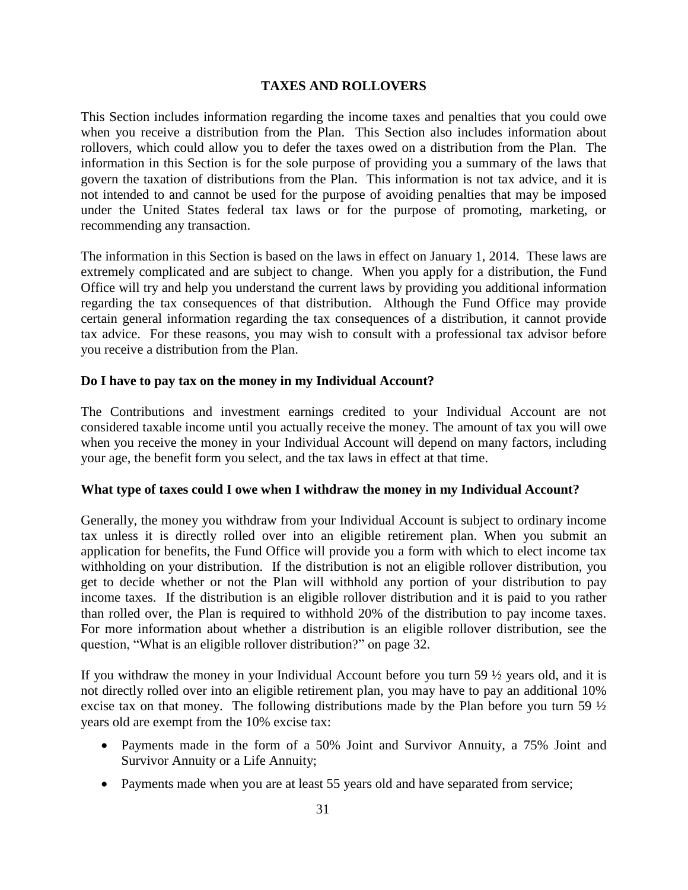## TAXES AND ROLLOVERS

This Section includes information regarding the income taxes and penalties that you could owe when you receive a distribution from the Plan. This Section also includes information about rollovers, which could allow you to defer the taxes owed on a distribution from the Plan. The information in this Section is for the sole purpose of providing you a summary of the laws that govern the taxation of distributions from the Plan. This information is not tax advice, and it is not intended to and cannot be used for the purpose of avoiding penalties that may be imposed under the United States federal tax laws or for the purpose of promoting, marketing, or recommending any transaction.

The information in this Section is based on the laws in effect on January 1, 2014. These laws are extremely complicated and are subject to change. When you apply for a distribution, the Fund Office will try and help you understand the current laws by providing you additional information regarding the tax consequences of that distribution. Although the Fund Office may provide certain general information regarding the tax consequences of a distribution, it cannot provide tax advice. For these reasons, you may wish to consult with a professional tax advisor before you receive a distribution from the Plan.

**Do I have to pay tax on the money in my Individual Account?**

The Contributions and investment earnings credited to your Individual Account are not considered taxable income until you actually receive the money. The amount of tax you will owe when you receive the money in your Individual Account will depend on many factors, including your age, the benefit form you select, and the tax laws in effect at that time.

**What type of taxes could I owe when I withdraw the money in my Individual Account?**

Generally, the money you withdraw from your Individual Account is subject to ordinary income tax unless it is directly rolled over into an eligible retirement plan. When you submit an application for benefits, the Fund Office will provide you a form with which to elect income tax withholding on your distribution. If the distribution is not an eligible rollover distribution, you get to decide whether or not the Plan will withhold any portion of your distribution to pay income taxes. If the distribution is an eligible rollover distribution and it is paid to you rather than rolled over, the Plan is required to withhold 20% of the distribution to pay income taxes. For more information about whether a distribution is an eligible rollover distribution, see the question, "What is an eligible rollover distribution?" on page 32.

If you withdraw the money in your Individual Account before you turn 59 ½ years old, and it is not directly rolled over into an eligible retirement plan, you may have to pay an additional 10% excise tax on that money. The following distributions made by the Plan before you turn 59 ½ years old are exempt from the 10% excise tax:

- Payments made in the form of a 50% Joint and Survivor Annuity, a 75% Joint and Survivor Annuity or a Life Annuity;
- Payments made when you are at least 55 years old and have separated from service;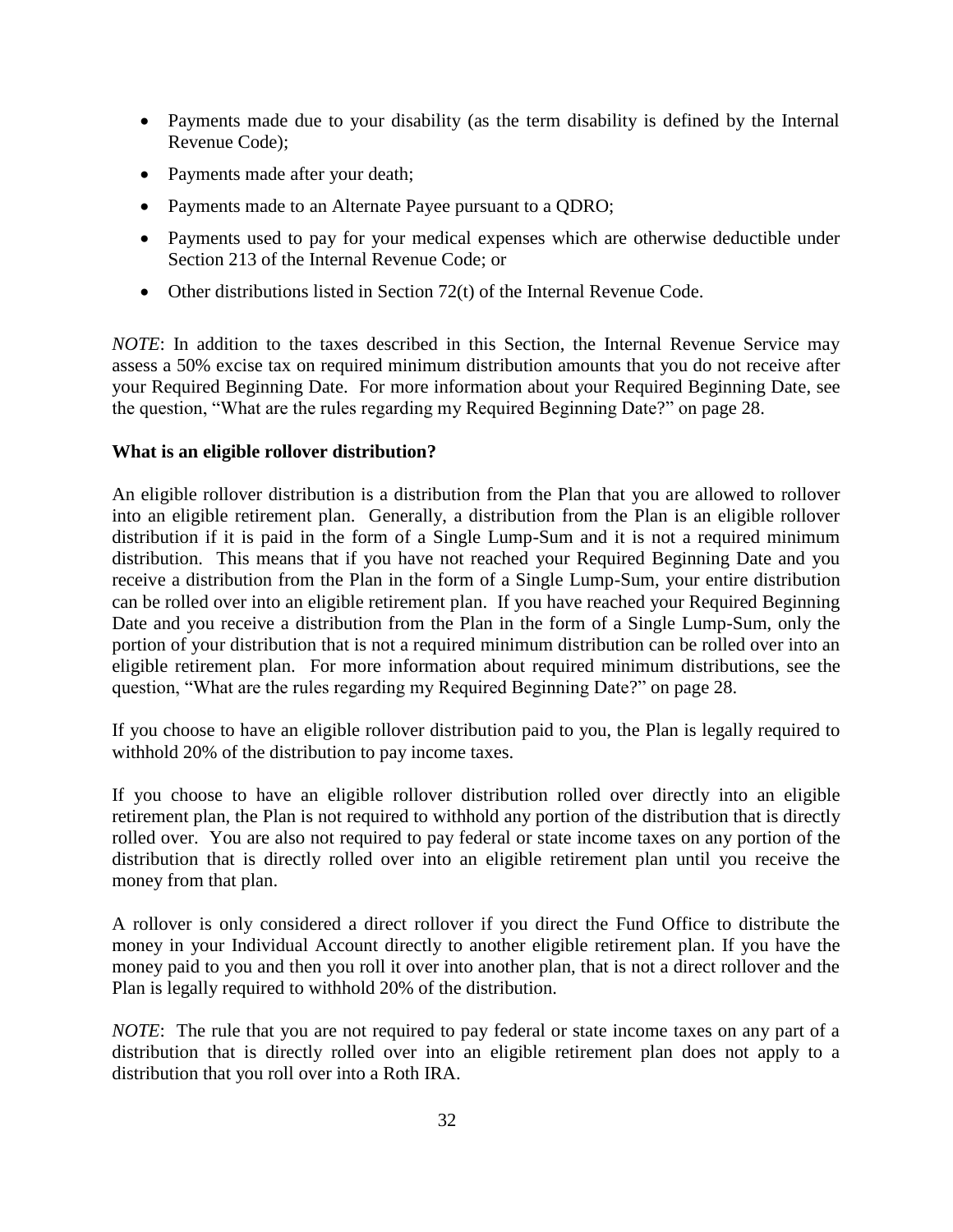- Payments made due to your disability (as the term disability is defined by the Internal Revenue Code);
- Payments made after your death;
- Payments made to an Alternate Payee pursuant to a QDRO;
- Payments used to pay for your medical expenses which are otherwise deductible under Section 213 of the Internal Revenue Code; or
- Other distributions listed in Section 72(t) of the Internal Revenue Code.

*NOTE*: In addition to the taxes described in this Section, the Internal Revenue Service may assess a 50% excise tax on required minimum distribution amounts that you do not receive after your Required Beginning Date. For more information about your Required Beginning Date, see the question, "What are the rules regarding my Required Beginning Date?" on page 28.

**What is an eligible rollover distribution?**

An eligible rollover distribution is a distribution from the Plan that you are allowed to rollover into an eligible retirement plan. Generally, a distribution from the Plan is an eligible rollover distribution if it is paid in the form of a Single Lump-Sum and it is not a required minimum distribution. This means that if you have not reached your Required Beginning Date and you receive a distribution from the Plan in the form of a Single Lump-Sum, your entire distribution can be rolled over into an eligible retirement plan. If you have reached your Required Beginning Date and you receive a distribution from the Plan in the form of a Single Lump-Sum, only the portion of your distribution that is not a required minimum distribution can be rolled over into an eligible retirement plan. For more information about required minimum distributions, see the question, "What are the rules regarding my Required Beginning Date?" on page 28.

If you choose to have an eligible rollover distribution paid to you, the Plan is legally required to withhold 20% of the distribution to pay income taxes.

If you choose to have an eligible rollover distribution rolled over directly into an eligible retirement plan, the Plan is not required to withhold any portion of the distribution that is directly rolled over. You are also not required to pay federal or state income taxes on any portion of the distribution that is directly rolled over into an eligible retirement plan until you receive the money from that plan.

A rollover is only considered a direct rollover if you direct the Fund Office to distribute the money in your Individual Account directly to another eligible retirement plan. If you have the money paid to you and then you roll it over into another plan, that is not a direct rollover and the Plan is legally required to withhold 20% of the distribution.

*NOTE*: The rule that you are not required to pay federal or state income taxes on any part of a distribution that is directly rolled over into an eligible retirement plan does not apply to a distribution that you roll over into a Roth IRA.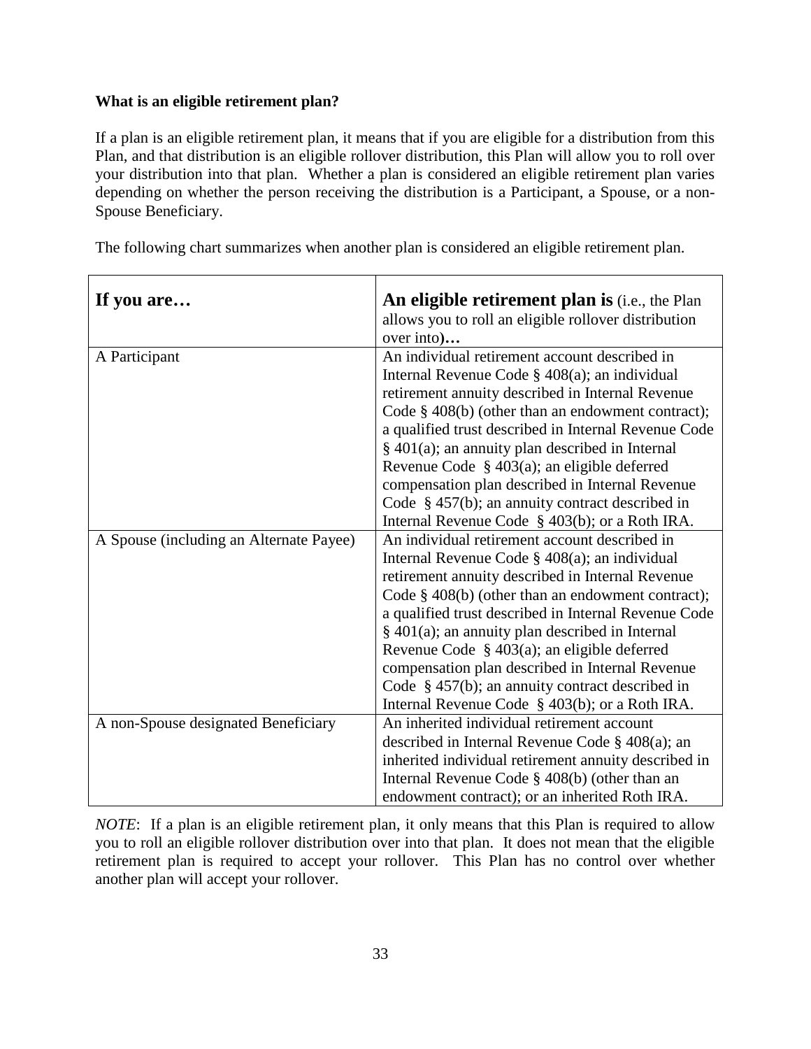**What is an eligible retirement plan?**

If a plan is an eligible retirement plan, it means that if you are eligible for a distribution from this Plan, and that distribution is an eligible rollover distribution, this Plan will allow you to roll over your distribution into that plan. Whether a plan is considered an eligible retirement plan varies depending on whether the person receiving the distribution is a Participant, a Spouse, or a non-Spouse Beneficiary.

The following chart summarizes when another plan is considered an eligible retirement plan.

| **If you are…** | **An eligible retirement plan is** (i.e., the Plan allows you to roll an eligible rollover distribution over into)**…** |
|---|---|
| A Participant | An individual retirement account described in Internal Revenue Code § 408(a); an individual retirement annuity described in Internal Revenue Code § 408(b) (other than an endowment contract); a qualified trust described in Internal Revenue Code § 401(a); an annuity plan described in Internal Revenue Code § 403(a); an eligible deferred compensation plan described in Internal Revenue Code § 457(b); an annuity contract described in Internal Revenue Code § 403(b); or a Roth IRA. |
| A Spouse (including an Alternate Payee) | An individual retirement account described in Internal Revenue Code § 408(a); an individual retirement annuity described in Internal Revenue Code § 408(b) (other than an endowment contract); a qualified trust described in Internal Revenue Code § 401(a); an annuity plan described in Internal Revenue Code § 403(a); an eligible deferred compensation plan described in Internal Revenue Code § 457(b); an annuity contract described in Internal Revenue Code § 403(b); or a Roth IRA. |
| A non-Spouse designated Beneficiary | An inherited individual retirement account described in Internal Revenue Code § 408(a); an inherited individual retirement annuity described in Internal Revenue Code § 408(b) (other than an endowment contract); or an inherited Roth IRA. |

*NOTE*: If a plan is an eligible retirement plan, it only means that this Plan is required to allow you to roll an eligible rollover distribution over into that plan. It does not mean that the eligible retirement plan is required to accept your rollover. This Plan has no control over whether another plan will accept your rollover.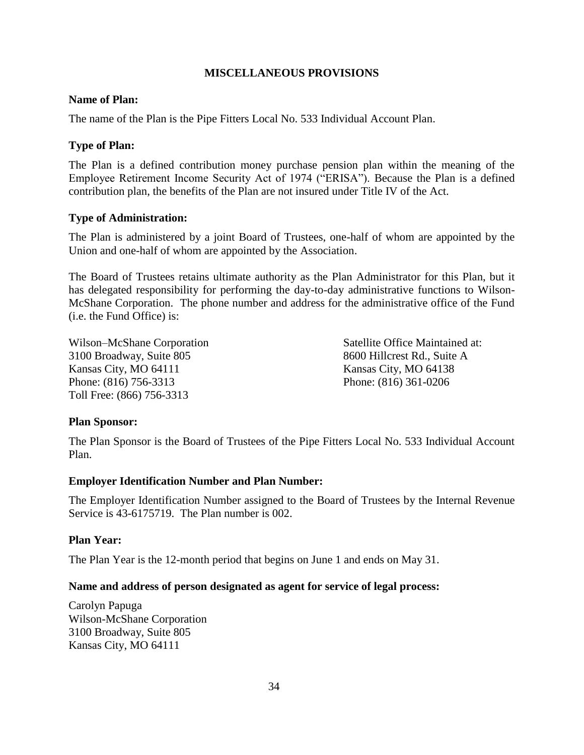## MISCELLANEOUS PROVISIONS

**Name of Plan:**

The name of the Plan is the Pipe Fitters Local No. 533 Individual Account Plan.

**Type of Plan:**

The Plan is a defined contribution money purchase pension plan within the meaning of the Employee Retirement Income Security Act of 1974 ("ERISA"). Because the Plan is a defined contribution plan, the benefits of the Plan are not insured under Title IV of the Act.

**Type of Administration:**

The Plan is administered by a joint Board of Trustees, one-half of whom are appointed by the Union and one-half of whom are appointed by the Association.

The Board of Trustees retains ultimate authority as the Plan Administrator for this Plan, but it has delegated responsibility for performing the day-to-day administrative functions to Wilson-McShane Corporation. The phone number and address for the administrative office of the Fund (i.e. the Fund Office) is:

Wilson–McShane Corporation
3100 Broadway, Suite 805
Kansas City, MO 64111
Phone: (816) 756-3313
Toll Free: (866) 756-3313

Satellite Office Maintained at:
8600 Hillcrest Rd., Suite A
Kansas City, MO 64138
Phone: (816) 361-0206

**Plan Sponsor:**

The Plan Sponsor is the Board of Trustees of the Pipe Fitters Local No. 533 Individual Account Plan.

**Employer Identification Number and Plan Number:**

The Employer Identification Number assigned to the Board of Trustees by the Internal Revenue Service is 43-6175719. The Plan number is 002.

**Plan Year:**

The Plan Year is the 12-month period that begins on June 1 and ends on May 31.

**Name and address of person designated as agent for service of legal process:**

Carolyn Papuga
Wilson-McShane Corporation
3100 Broadway, Suite 805
Kansas City, MO 64111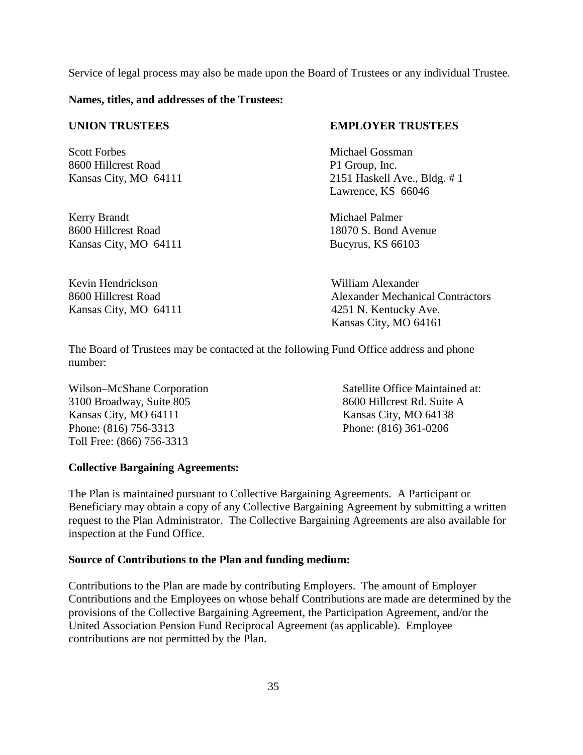Service of legal process may also be made upon the Board of Trustees or any individual Trustee.

**Names, titles, and addresses of the Trustees:**

**UNION TRUSTEES**

Scott Forbes
8600 Hillcrest Road
Kansas City, MO 64111

Kerry Brandt
8600 Hillcrest Road
Kansas City, MO 64111

Kevin Hendrickson
8600 Hillcrest Road
Kansas City, MO 64111

**EMPLOYER TRUSTEES**

Michael Gossman
P1 Group, Inc.
2151 Haskell Ave., Bldg. # 1
Lawrence, KS 66046

Michael Palmer
18070 S. Bond Avenue
Bucyrus, KS 66103

William Alexander
Alexander Mechanical Contractors
4251 N. Kentucky Ave.
Kansas City, MO 64161

The Board of Trustees may be contacted at the following Fund Office address and phone number:

Wilson–McShane Corporation
3100 Broadway, Suite 805
Kansas City, MO 64111
Phone: (816) 756-3313
Toll Free: (866) 756-3313

Satellite Office Maintained at:
8600 Hillcrest Rd. Suite A
Kansas City, MO 64138
Phone: (816) 361-0206

**Collective Bargaining Agreements:**

The Plan is maintained pursuant to Collective Bargaining Agreements. A Participant or Beneficiary may obtain a copy of any Collective Bargaining Agreement by submitting a written request to the Plan Administrator. The Collective Bargaining Agreements are also available for inspection at the Fund Office.

**Source of Contributions to the Plan and funding medium:**

Contributions to the Plan are made by contributing Employers. The amount of Employer Contributions and the Employees on whose behalf Contributions are made are determined by the provisions of the Collective Bargaining Agreement, the Participation Agreement, and/or the United Association Pension Fund Reciprocal Agreement (as applicable). Employee contributions are not permitted by the Plan.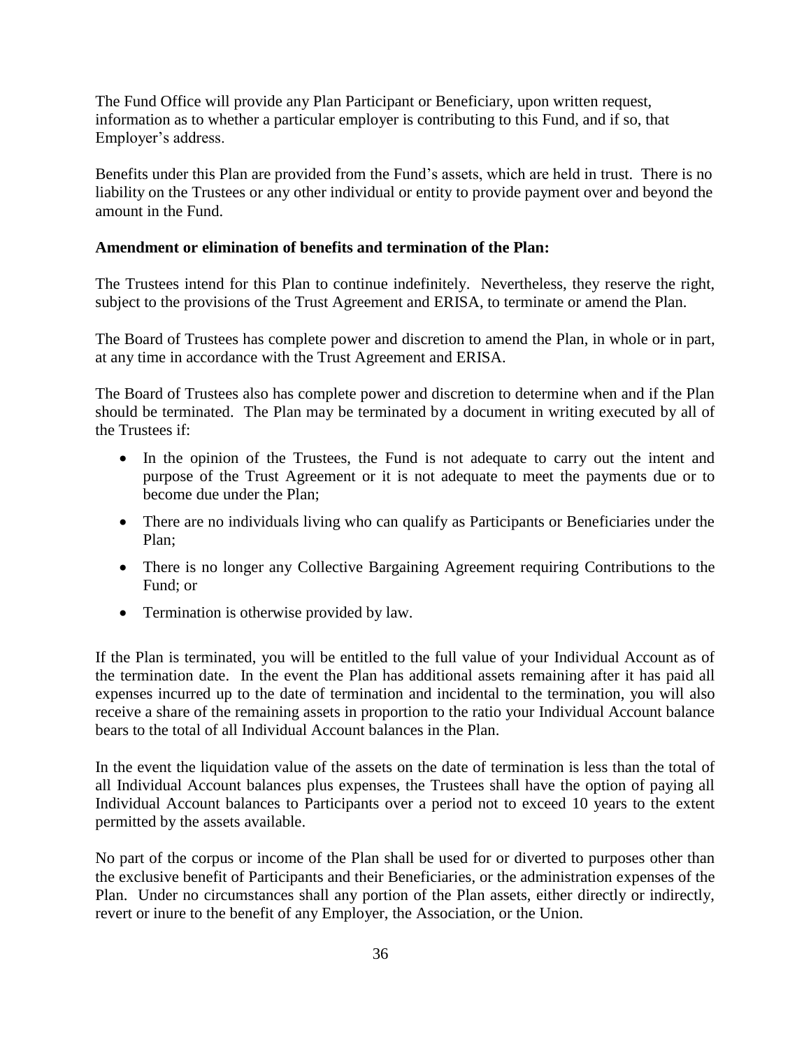The Fund Office will provide any Plan Participant or Beneficiary, upon written request, information as to whether a particular employer is contributing to this Fund, and if so, that Employer's address.

Benefits under this Plan are provided from the Fund's assets, which are held in trust. There is no liability on the Trustees or any other individual or entity to provide payment over and beyond the amount in the Fund.

**Amendment or elimination of benefits and termination of the Plan:**

The Trustees intend for this Plan to continue indefinitely. Nevertheless, they reserve the right, subject to the provisions of the Trust Agreement and ERISA, to terminate or amend the Plan.

The Board of Trustees has complete power and discretion to amend the Plan, in whole or in part, at any time in accordance with the Trust Agreement and ERISA.

The Board of Trustees also has complete power and discretion to determine when and if the Plan should be terminated. The Plan may be terminated by a document in writing executed by all of the Trustees if:

- In the opinion of the Trustees, the Fund is not adequate to carry out the intent and purpose of the Trust Agreement or it is not adequate to meet the payments due or to become due under the Plan;
- There are no individuals living who can qualify as Participants or Beneficiaries under the Plan;
- There is no longer any Collective Bargaining Agreement requiring Contributions to the Fund; or
- Termination is otherwise provided by law.

If the Plan is terminated, you will be entitled to the full value of your Individual Account as of the termination date. In the event the Plan has additional assets remaining after it has paid all expenses incurred up to the date of termination and incidental to the termination, you will also receive a share of the remaining assets in proportion to the ratio your Individual Account balance bears to the total of all Individual Account balances in the Plan.

In the event the liquidation value of the assets on the date of termination is less than the total of all Individual Account balances plus expenses, the Trustees shall have the option of paying all Individual Account balances to Participants over a period not to exceed 10 years to the extent permitted by the assets available.

No part of the corpus or income of the Plan shall be used for or diverted to purposes other than the exclusive benefit of Participants and their Beneficiaries, or the administration expenses of the Plan. Under no circumstances shall any portion of the Plan assets, either directly or indirectly, revert or inure to the benefit of any Employer, the Association, or the Union.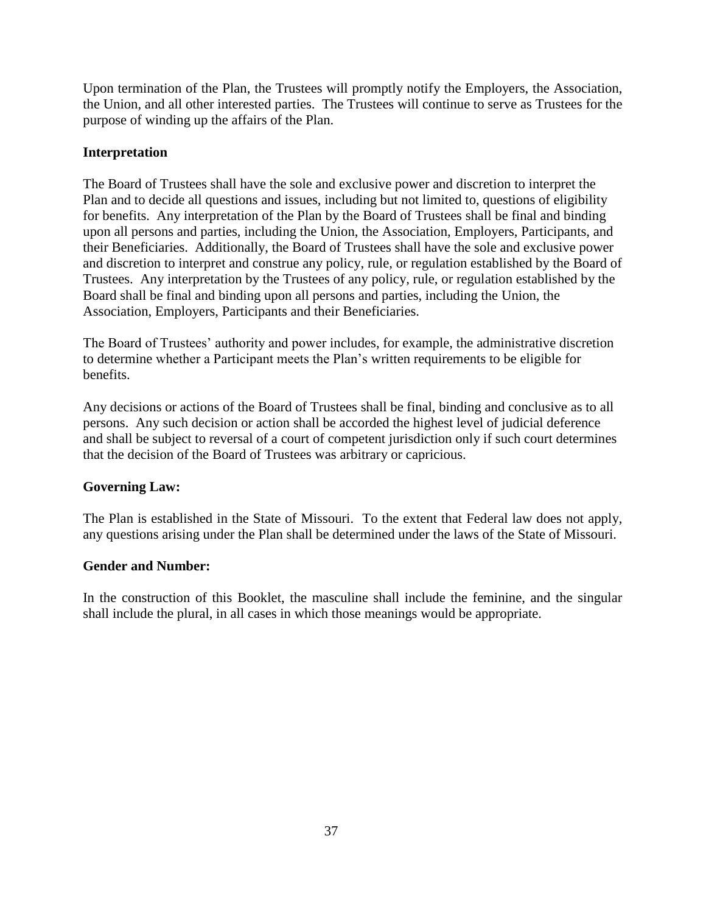Upon termination of the Plan, the Trustees will promptly notify the Employers, the Association, the Union, and all other interested parties. The Trustees will continue to serve as Trustees for the purpose of winding up the affairs of the Plan.

**Interpretation**

The Board of Trustees shall have the sole and exclusive power and discretion to interpret the Plan and to decide all questions and issues, including but not limited to, questions of eligibility for benefits. Any interpretation of the Plan by the Board of Trustees shall be final and binding upon all persons and parties, including the Union, the Association, Employers, Participants, and their Beneficiaries. Additionally, the Board of Trustees shall have the sole and exclusive power and discretion to interpret and construe any policy, rule, or regulation established by the Board of Trustees. Any interpretation by the Trustees of any policy, rule, or regulation established by the Board shall be final and binding upon all persons and parties, including the Union, the Association, Employers, Participants and their Beneficiaries.

The Board of Trustees' authority and power includes, for example, the administrative discretion to determine whether a Participant meets the Plan's written requirements to be eligible for benefits.

Any decisions or actions of the Board of Trustees shall be final, binding and conclusive as to all persons. Any such decision or action shall be accorded the highest level of judicial deference and shall be subject to reversal of a court of competent jurisdiction only if such court determines that the decision of the Board of Trustees was arbitrary or capricious.

**Governing Law:**

The Plan is established in the State of Missouri. To the extent that Federal law does not apply, any questions arising under the Plan shall be determined under the laws of the State of Missouri.

**Gender and Number:**

In the construction of this Booklet, the masculine shall include the feminine, and the singular shall include the plural, in all cases in which those meanings would be appropriate.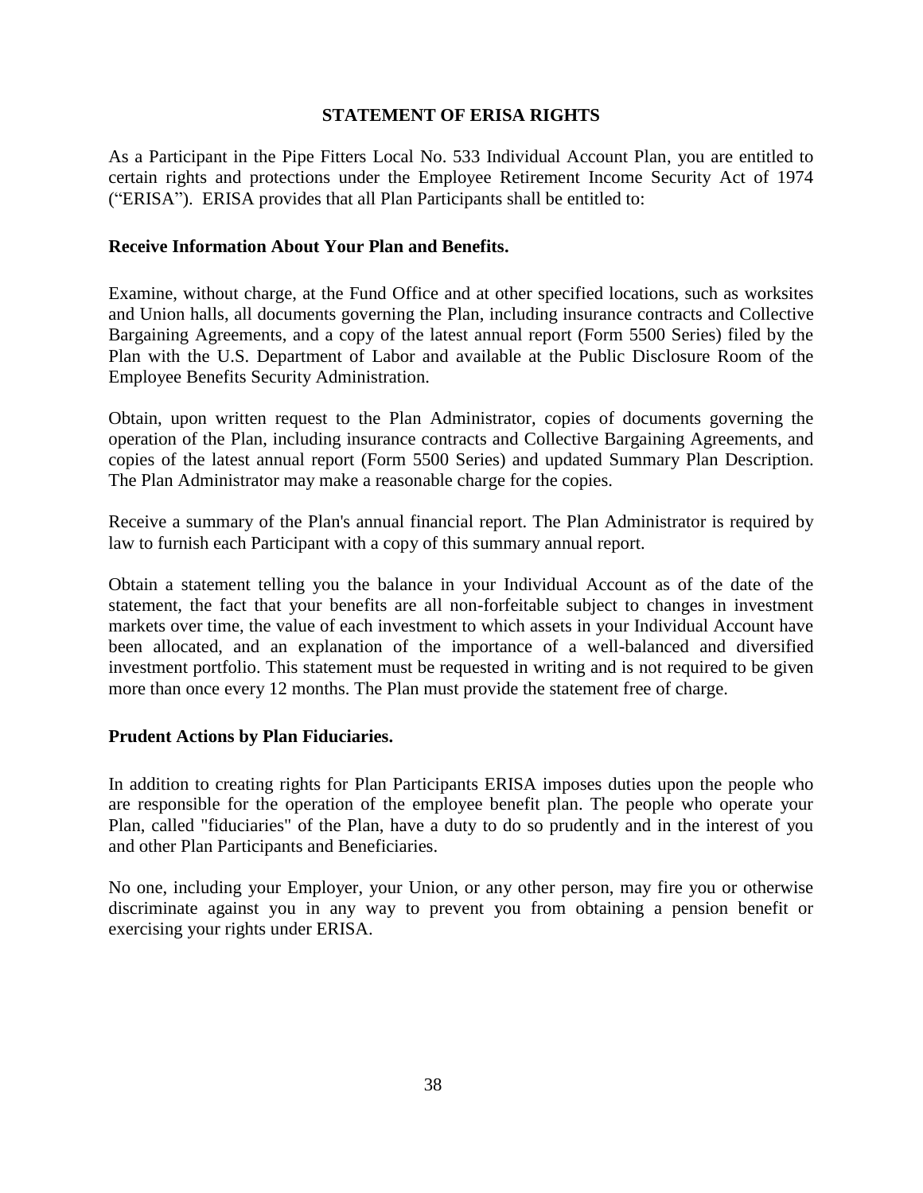# STATEMENT OF ERISA RIGHTS

As a Participant in the Pipe Fitters Local No. 533 Individual Account Plan, you are entitled to certain rights and protections under the Employee Retirement Income Security Act of 1974 ("ERISA"). ERISA provides that all Plan Participants shall be entitled to:

**Receive Information About Your Plan and Benefits.**

Examine, without charge, at the Fund Office and at other specified locations, such as worksites and Union halls, all documents governing the Plan, including insurance contracts and Collective Bargaining Agreements, and a copy of the latest annual report (Form 5500 Series) filed by the Plan with the U.S. Department of Labor and available at the Public Disclosure Room of the Employee Benefits Security Administration.

Obtain, upon written request to the Plan Administrator, copies of documents governing the operation of the Plan, including insurance contracts and Collective Bargaining Agreements, and copies of the latest annual report (Form 5500 Series) and updated Summary Plan Description. The Plan Administrator may make a reasonable charge for the copies.

Receive a summary of the Plan's annual financial report. The Plan Administrator is required by law to furnish each Participant with a copy of this summary annual report.

Obtain a statement telling you the balance in your Individual Account as of the date of the statement, the fact that your benefits are all non-forfeitable subject to changes in investment markets over time, the value of each investment to which assets in your Individual Account have been allocated, and an explanation of the importance of a well-balanced and diversified investment portfolio. This statement must be requested in writing and is not required to be given more than once every 12 months. The Plan must provide the statement free of charge.

**Prudent Actions by Plan Fiduciaries.**

In addition to creating rights for Plan Participants ERISA imposes duties upon the people who are responsible for the operation of the employee benefit plan. The people who operate your Plan, called "fiduciaries" of the Plan, have a duty to do so prudently and in the interest of you and other Plan Participants and Beneficiaries.

No one, including your Employer, your Union, or any other person, may fire you or otherwise discriminate against you in any way to prevent you from obtaining a pension benefit or exercising your rights under ERISA.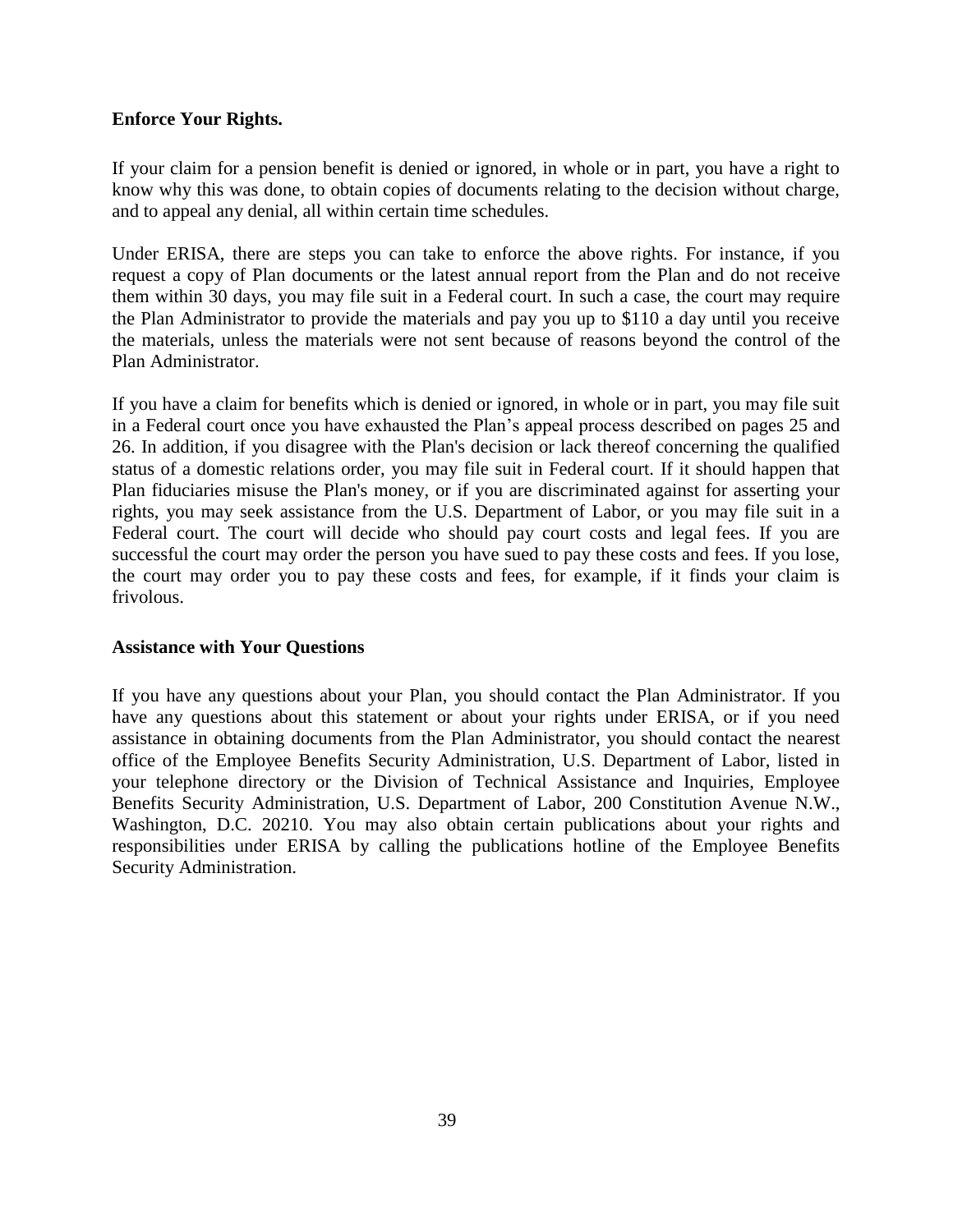**Enforce Your Rights.**

If your claim for a pension benefit is denied or ignored, in whole or in part, you have a right to know why this was done, to obtain copies of documents relating to the decision without charge, and to appeal any denial, all within certain time schedules.

Under ERISA, there are steps you can take to enforce the above rights. For instance, if you request a copy of Plan documents or the latest annual report from the Plan and do not receive them within 30 days, you may file suit in a Federal court. In such a case, the court may require the Plan Administrator to provide the materials and pay you up to $110 a day until you receive the materials, unless the materials were not sent because of reasons beyond the control of the Plan Administrator.

If you have a claim for benefits which is denied or ignored, in whole or in part, you may file suit in a Federal court once you have exhausted the Plan's appeal process described on pages 25 and 26. In addition, if you disagree with the Plan's decision or lack thereof concerning the qualified status of a domestic relations order, you may file suit in Federal court. If it should happen that Plan fiduciaries misuse the Plan's money, or if you are discriminated against for asserting your rights, you may seek assistance from the U.S. Department of Labor, or you may file suit in a Federal court. The court will decide who should pay court costs and legal fees. If you are successful the court may order the person you have sued to pay these costs and fees. If you lose, the court may order you to pay these costs and fees, for example, if it finds your claim is frivolous.

**Assistance with Your Questions**

If you have any questions about your Plan, you should contact the Plan Administrator. If you have any questions about this statement or about your rights under ERISA, or if you need assistance in obtaining documents from the Plan Administrator, you should contact the nearest office of the Employee Benefits Security Administration, U.S. Department of Labor, listed in your telephone directory or the Division of Technical Assistance and Inquiries, Employee Benefits Security Administration, U.S. Department of Labor, 200 Constitution Avenue N.W., Washington, D.C. 20210. You may also obtain certain publications about your rights and responsibilities under ERISA by calling the publications hotline of the Employee Benefits Security Administration.